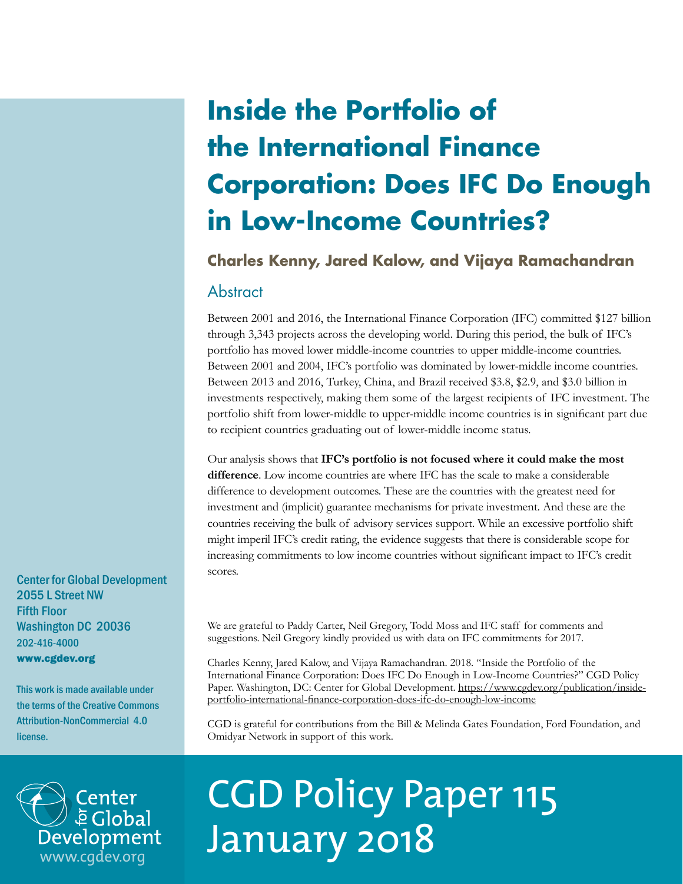# Inside the Portfolio of the International Finance Corporation: Does IFC Do Enough in Low-Income Countries?

**Charles Kenny, Jared Kalow, and Vijaya Ramachandran**

## Abstract

Between 2001 and 2016, the International Finance Corporation (IFC) committed $127 billion through 3,343 projects across the developing world. During this period, the bulk of IFC's portfolio has moved lower middle-income countries to upper middle-income countries. Between 2001 and 2004, IFC's portfolio was dominated by lower-middle income countries. Between 2013 and 2016, Turkey, China, and Brazil received $3.8, $2.9, and $3.0 billion in investments respectively, making them some of the largest recipients of IFC investment. The portfolio shift from lower-middle to upper-middle income countries is in significant part due to recipient countries graduating out of lower-middle income status.

Our analysis shows that **IFC's portfolio is not focused where it could make the most difference**. Low income countries are where IFC has the scale to make a considerable difference to development outcomes. These are the countries with the greatest need for investment and (implicit) guarantee mechanisms for private investment. And these are the countries receiving the bulk of advisory services support. While an excessive portfolio shift might imperil IFC's credit rating, the evidence suggests that there is considerable scope for increasing commitments to low income countries without significant impact to IFC's credit scores.

We are grateful to Paddy Carter, Neil Gregory, Todd Moss and IFC staff for comments and suggestions. Neil Gregory kindly provided us with data on IFC commitments for 2017.

Charles Kenny, Jared Kalow, and Vijaya Ramachandran. 2018. "Inside the Portfolio of the International Finance Corporation: Does IFC Do Enough in Low-Income Countries?" CGD Policy Paper. Washington, DC: Center for Global Development. https://www.cgdev.org/publication/inside-portfolio-international-finance-corporation-does-ifc-do-enough-low-income

CGD is grateful for contributions from the Bill & Melinda Gates Foundation, Ford Foundation, and Omidyar Network in support of this work.

Center for Global Development
2055 L Street NW
Fifth Floor
Washington DC 20036
202-416-4000
www.cgdev.org

This work is made available under the terms of the Creative Commons Attribution-NonCommercial 4.0 license.

CGD Policy Paper 115
January 2018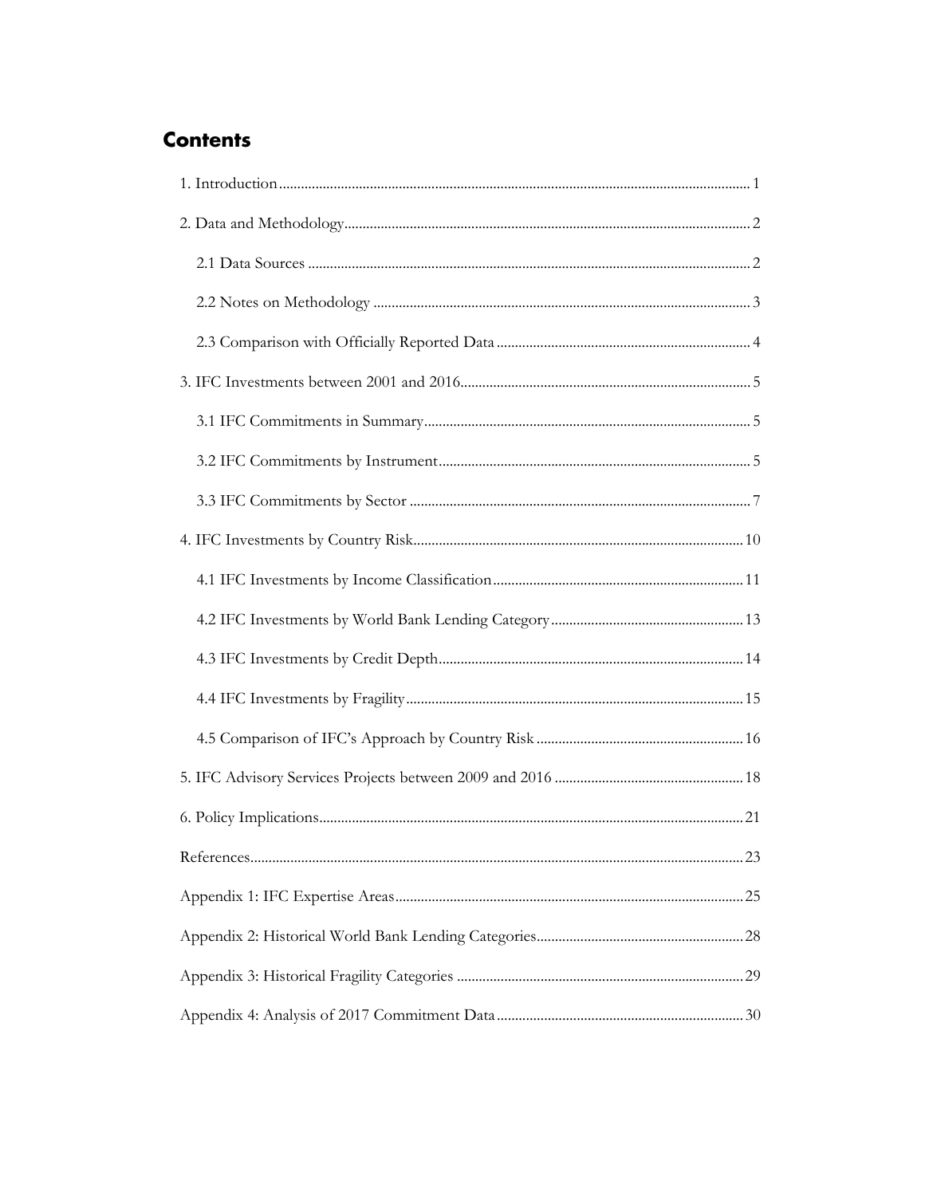# Contents

1. Introduction ........ 1

2. Data and Methodology ........ 2

    2.1 Data Sources ........ 2

    2.2 Notes on Methodology ........ 3

    2.3 Comparison with Officially Reported Data ........ 4

3. IFC Investments between 2001 and 2016 ........ 5

    3.1 IFC Commitments in Summary ........ 5

    3.2 IFC Commitments by Instrument ........ 5

    3.3 IFC Commitments by Sector ........ 7

4. IFC Investments by Country Risk ........ 10

    4.1 IFC Investments by Income Classification ........ 11

    4.2 IFC Investments by World Bank Lending Category ........ 13

    4.3 IFC Investments by Credit Depth ........ 14

    4.4 IFC Investments by Fragility ........ 15

    4.5 Comparison of IFC's Approach by Country Risk ........ 16

5. IFC Advisory Services Projects between 2009 and 2016 ........ 18

6. Policy Implications ........ 21

References ........ 23

Appendix 1: IFC Expertise Areas ........ 25

Appendix 2: Historical World Bank Lending Categories ........ 28

Appendix 3: Historical Fragility Categories ........ 29

Appendix 4: Analysis of 2017 Commitment Data ........ 30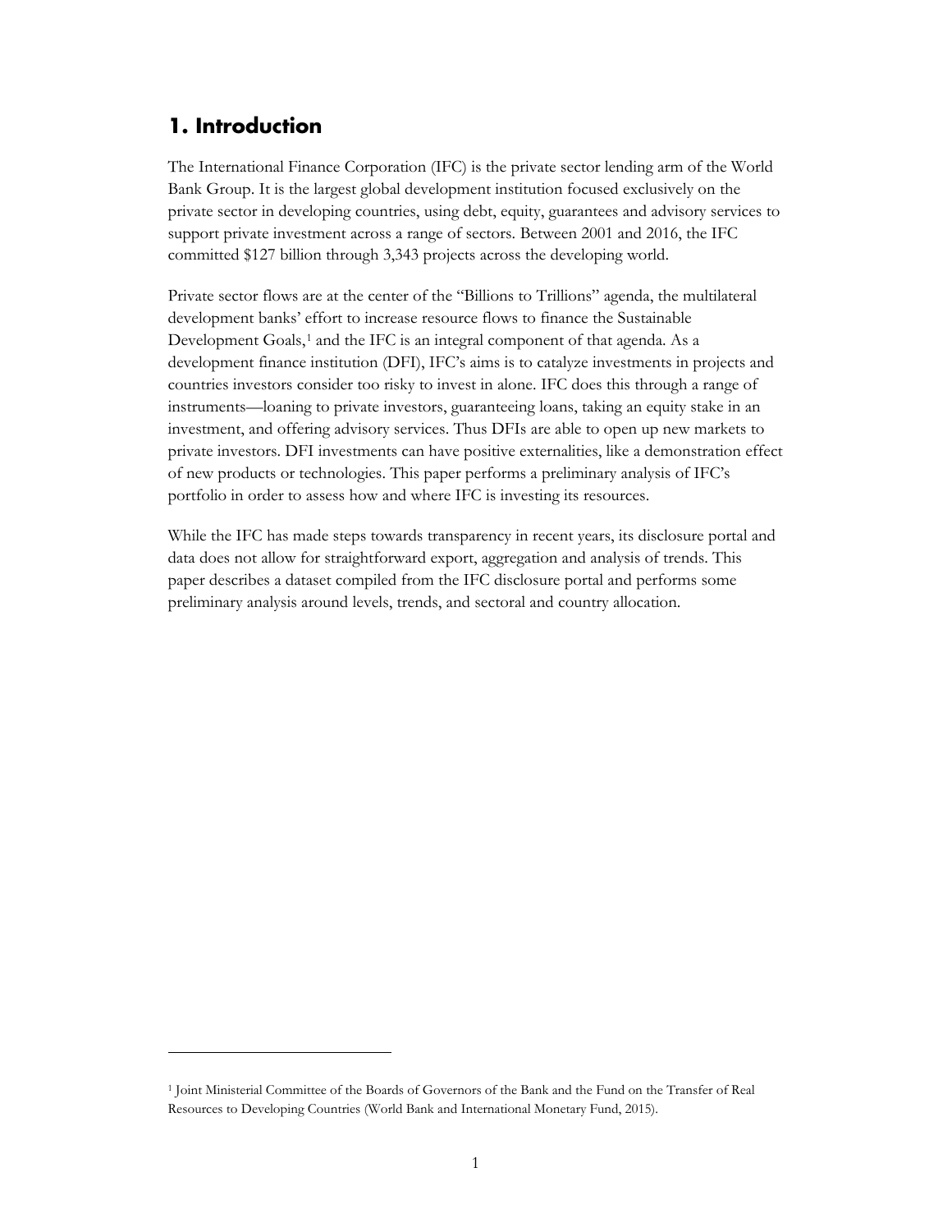# 1. Introduction

The International Finance Corporation (IFC) is the private sector lending arm of the World Bank Group. It is the largest global development institution focused exclusively on the private sector in developing countries, using debt, equity, guarantees and advisory services to support private investment across a range of sectors. Between 2001 and 2016, the IFC committed $127 billion through 3,343 projects across the developing world.

Private sector flows are at the center of the "Billions to Trillions" agenda, the multilateral development banks' effort to increase resource flows to finance the Sustainable Development Goals,[1] and the IFC is an integral component of that agenda. As a development finance institution (DFI), IFC's aims is to catalyze investments in projects and countries investors consider too risky to invest in alone. IFC does this through a range of instruments—loaning to private investors, guaranteeing loans, taking an equity stake in an investment, and offering advisory services. Thus DFIs are able to open up new markets to private investors. DFI investments can have positive externalities, like a demonstration effect of new products or technologies. This paper performs a preliminary analysis of IFC's portfolio in order to assess how and where IFC is investing its resources.

While the IFC has made steps towards transparency in recent years, its disclosure portal and data does not allow for straightforward export, aggregation and analysis of trends. This paper describes a dataset compiled from the IFC disclosure portal and performs some preliminary analysis around levels, trends, and sectoral and country allocation.

---

[1] Joint Ministerial Committee of the Boards of Governors of the Bank and the Fund on the Transfer of Real Resources to Developing Countries (World Bank and International Monetary Fund, 2015).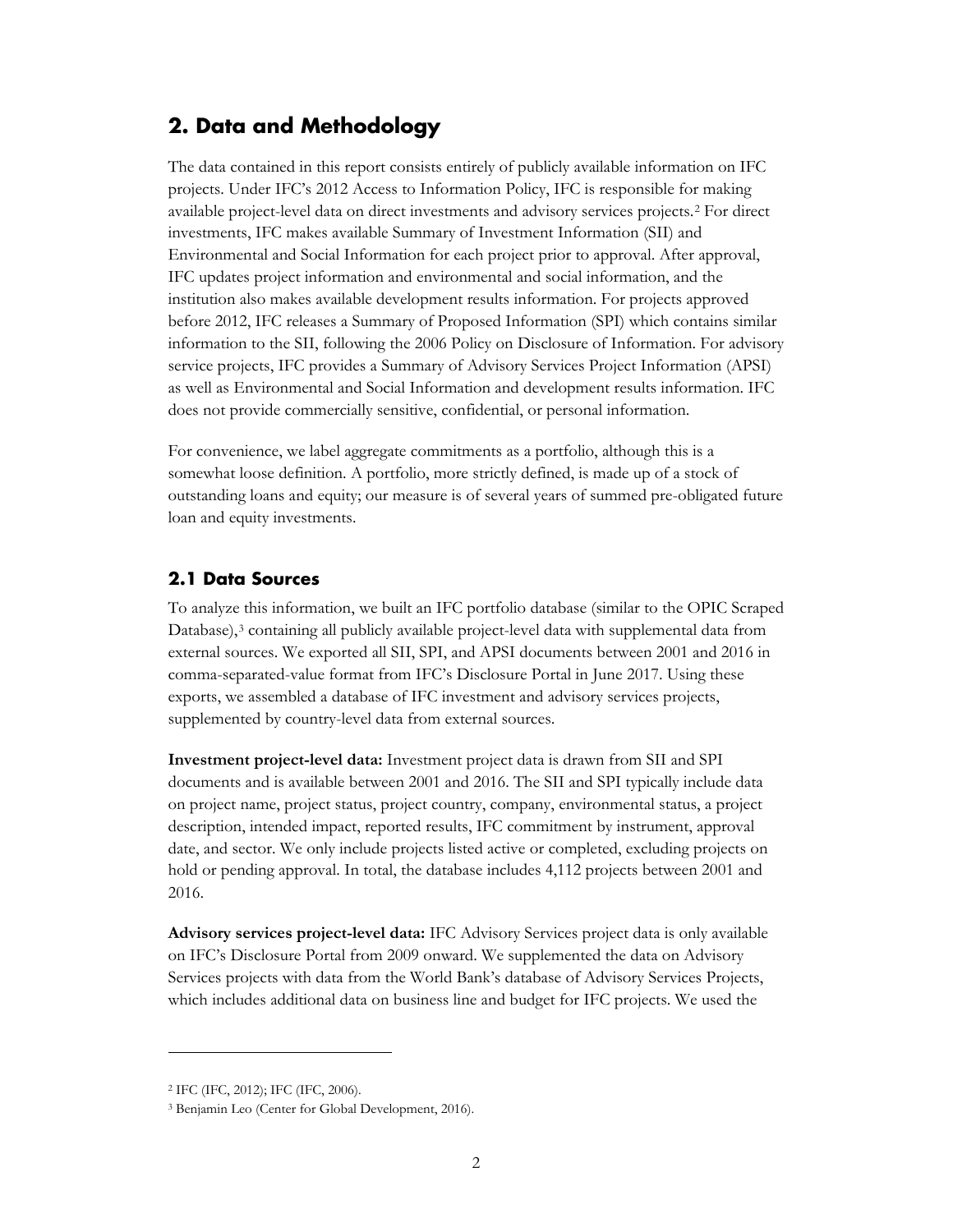## 2. Data and Methodology

The data contained in this report consists entirely of publicly available information on IFC projects. Under IFC's 2012 Access to Information Policy, IFC is responsible for making available project-level data on direct investments and advisory services projects.[2] For direct investments, IFC makes available Summary of Investment Information (SII) and Environmental and Social Information for each project prior to approval. After approval, IFC updates project information and environmental and social information, and the institution also makes available development results information. For projects approved before 2012, IFC releases a Summary of Proposed Information (SPI) which contains similar information to the SII, following the 2006 Policy on Disclosure of Information. For advisory service projects, IFC provides a Summary of Advisory Services Project Information (APSI) as well as Environmental and Social Information and development results information. IFC does not provide commercially sensitive, confidential, or personal information.

For convenience, we label aggregate commitments as a portfolio, although this is a somewhat loose definition. A portfolio, more strictly defined, is made up of a stock of outstanding loans and equity; our measure is of several years of summed pre-obligated future loan and equity investments.

### 2.1 Data Sources

To analyze this information, we built an IFC portfolio database (similar to the OPIC Scraped Database),[3] containing all publicly available project-level data with supplemental data from external sources. We exported all SII, SPI, and APSI documents between 2001 and 2016 in comma-separated-value format from IFC's Disclosure Portal in June 2017. Using these exports, we assembled a database of IFC investment and advisory services projects, supplemented by country-level data from external sources.

**Investment project-level data:** Investment project data is drawn from SII and SPI documents and is available between 2001 and 2016. The SII and SPI typically include data on project name, project status, project country, company, environmental status, a project description, intended impact, reported results, IFC commitment by instrument, approval date, and sector. We only include projects listed active or completed, excluding projects on hold or pending approval. In total, the database includes 4,112 projects between 2001 and 2016.

**Advisory services project-level data:** IFC Advisory Services project data is only available on IFC's Disclosure Portal from 2009 onward. We supplemented the data on Advisory Services projects with data from the World Bank's database of Advisory Services Projects, which includes additional data on business line and budget for IFC projects. We used the

---

[2] IFC (IFC, 2012); IFC (IFC, 2006).

[3] Benjamin Leo (Center for Global Development, 2016).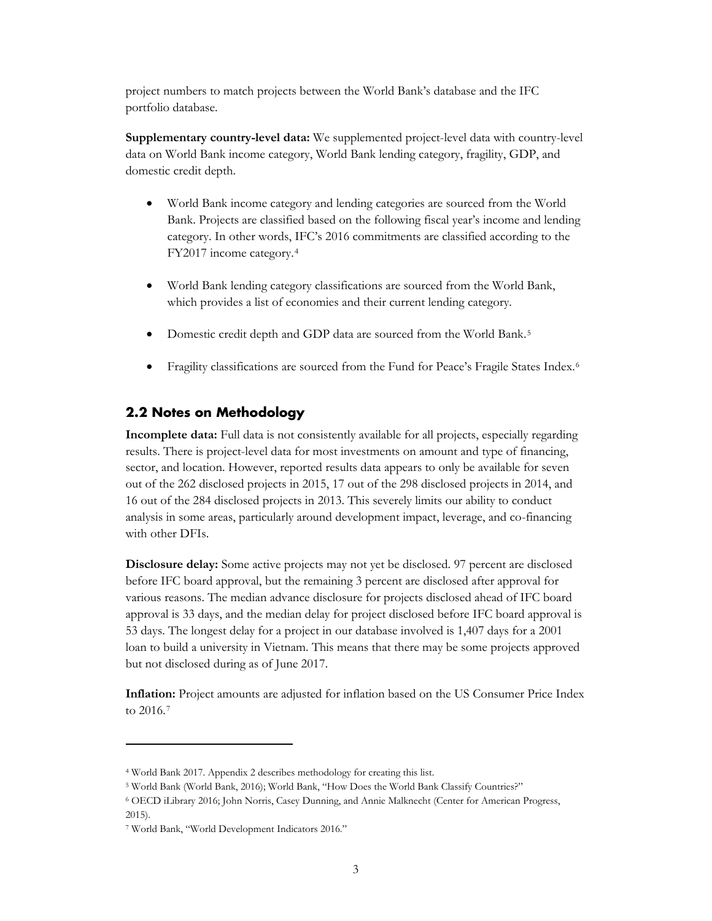project numbers to match projects between the World Bank's database and the IFC portfolio database.

**Supplementary country-level data:** We supplemented project-level data with country-level data on World Bank income category, World Bank lending category, fragility, GDP, and domestic credit depth.

- World Bank income category and lending categories are sourced from the World Bank. Projects are classified based on the following fiscal year's income and lending category. In other words, IFC's 2016 commitments are classified according to the FY2017 income category.[4]
- World Bank lending category classifications are sourced from the World Bank, which provides a list of economies and their current lending category.
- Domestic credit depth and GDP data are sourced from the World Bank.[5]
- Fragility classifications are sourced from the Fund for Peace's Fragile States Index.[6]

## 2.2 Notes on Methodology

**Incomplete data:** Full data is not consistently available for all projects, especially regarding results. There is project-level data for most investments on amount and type of financing, sector, and location. However, reported results data appears to only be available for seven out of the 262 disclosed projects in 2015, 17 out of the 298 disclosed projects in 2014, and 16 out of the 284 disclosed projects in 2013. This severely limits our ability to conduct analysis in some areas, particularly around development impact, leverage, and co-financing with other DFIs.

**Disclosure delay:** Some active projects may not yet be disclosed. 97 percent are disclosed before IFC board approval, but the remaining 3 percent are disclosed after approval for various reasons. The median advance disclosure for projects disclosed ahead of IFC board approval is 33 days, and the median delay for project disclosed before IFC board approval is 53 days. The longest delay for a project in our database involved is 1,407 days for a 2001 loan to build a university in Vietnam. This means that there may be some projects approved but not disclosed during as of June 2017.

**Inflation:** Project amounts are adjusted for inflation based on the US Consumer Price Index to 2016.[7]

---

[4] World Bank 2017. Appendix 2 describes methodology for creating this list.

[5] World Bank (World Bank, 2016); World Bank, "How Does the World Bank Classify Countries?"

[6] OECD iLibrary 2016; John Norris, Casey Dunning, and Annie Malknecht (Center for American Progress, 2015).

[7] World Bank, "World Development Indicators 2016."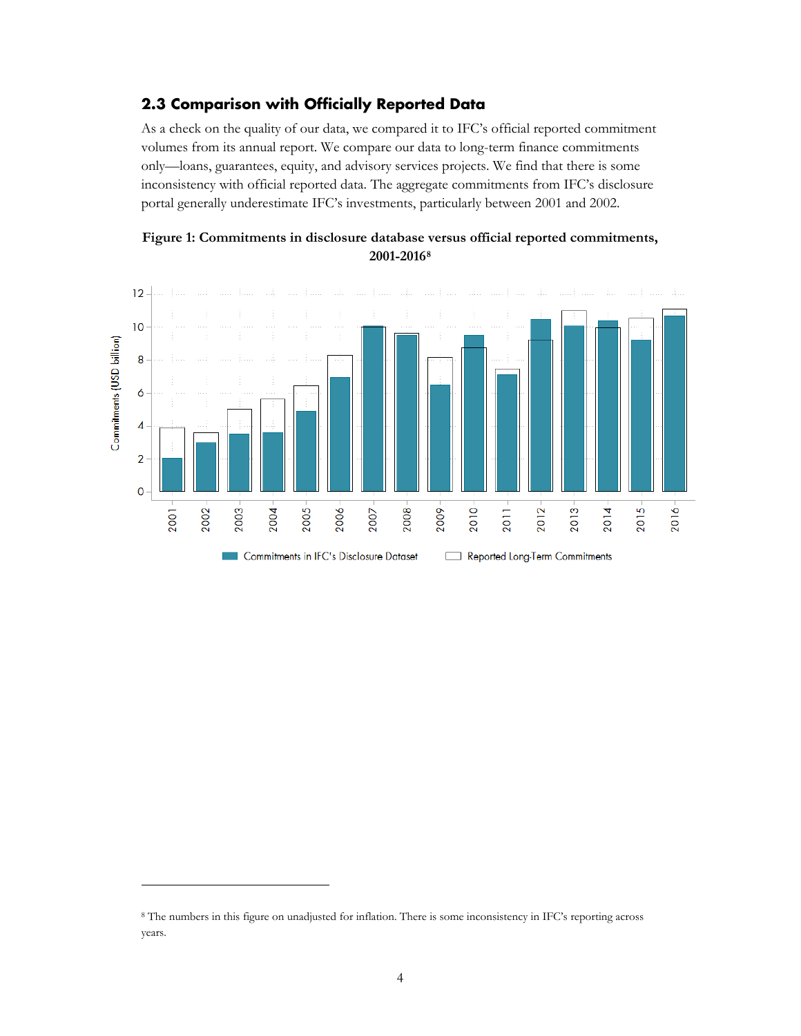## 2.3 Comparison with Officially Reported Data

As a check on the quality of our data, we compared it to IFC's official reported commitment volumes from its annual report. We compare our data to long-term finance commitments only—loans, guarantees, equity, and advisory services projects. We find that there is some inconsistency with official reported data. The aggregate commitments from IFC's disclosure portal generally underestimate IFC's investments, particularly between 2001 and 2002.

**Figure 1: Commitments in disclosure database versus official reported commitments, 2001-2016**[8]

[8] The numbers in this figure on unadjusted for inflation. There is some inconsistency in IFC's reporting across years.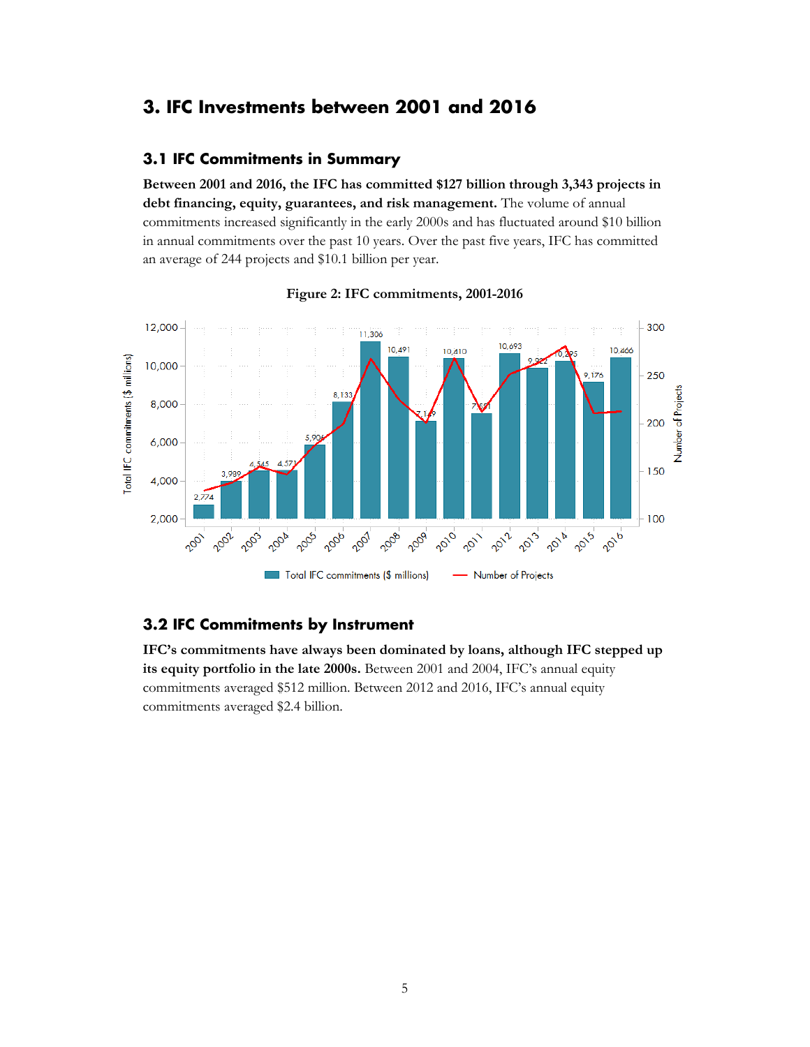# 3. IFC Investments between 2001 and 2016

## 3.1 IFC Commitments in Summary

**Between 2001 and 2016, the IFC has committed $127 billion through 3,343 projects in debt financing, equity, guarantees, and risk management.** The volume of annual commitments increased significantly in the early 2000s and has fluctuated around $10 billion in annual commitments over the past 10 years. Over the past five years, IFC has committed an average of 244 projects and $10.1 billion per year.

**Figure 2: IFC commitments, 2001-2016**

## 3.2 IFC Commitments by Instrument

**IFC's commitments have always been dominated by loans, although IFC stepped up its equity portfolio in the late 2000s.** Between 2001 and 2004, IFC's annual equity commitments averaged $512 million. Between 2012 and 2016, IFC's annual equity commitments averaged $2.4 billion.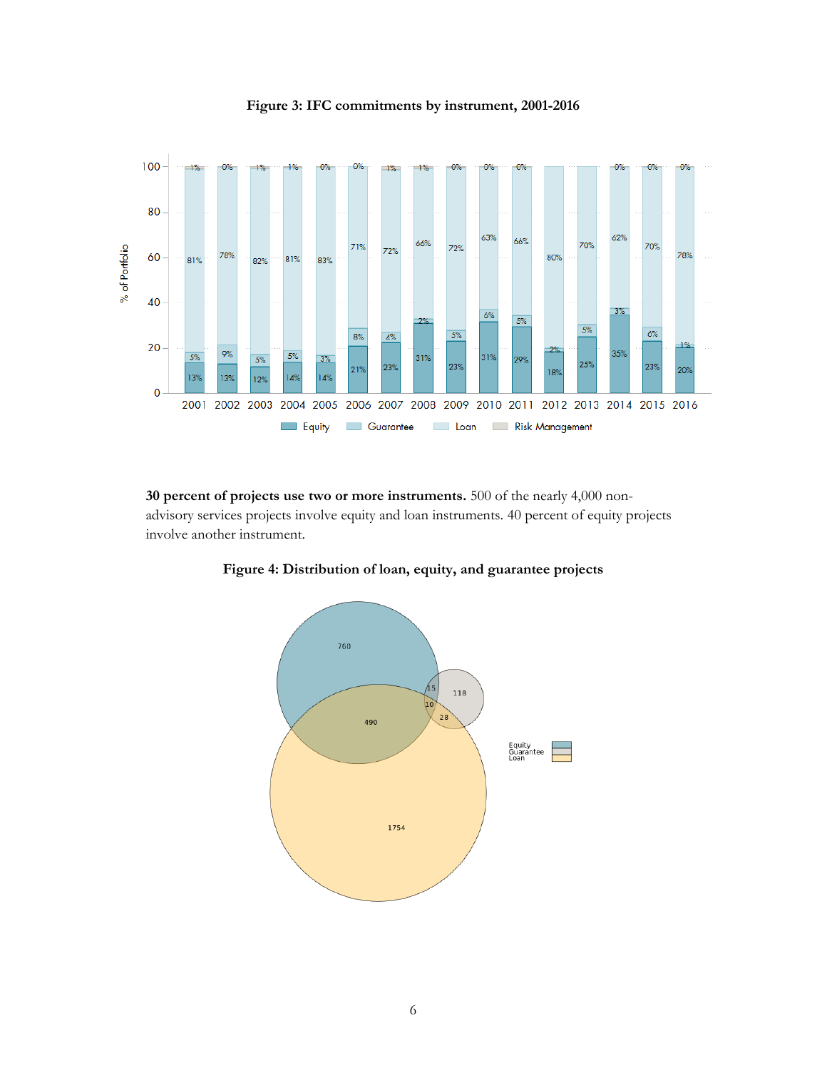**Figure 3: IFC commitments by instrument, 2001-2016**

**30 percent of projects use two or more instruments.** 500 of the nearly 4,000 non-advisory services projects involve equity and loan instruments. 40 percent of equity projects involve another instrument.

**Figure 4: Distribution of loan, equity, and guarantee projects**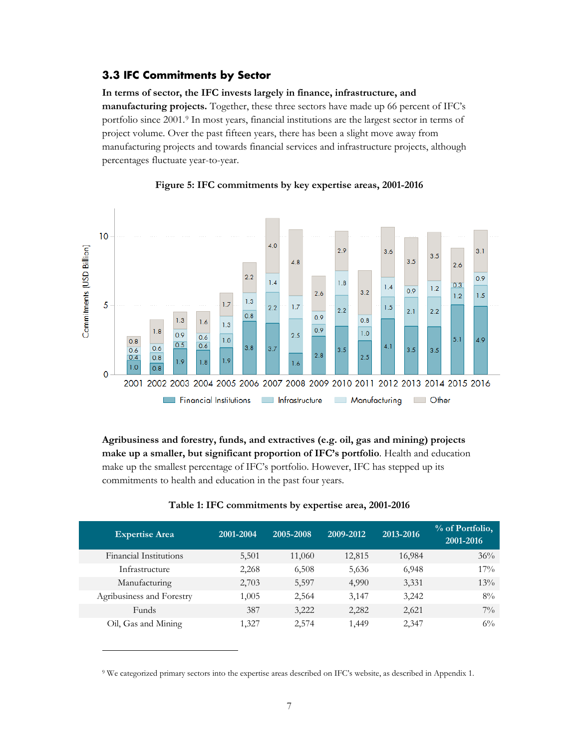## 3.3 IFC Commitments by Sector

**In terms of sector, the IFC invests largely in finance, infrastructure, and manufacturing projects.** Together, these three sectors have made up 66 percent of IFC's portfolio since 2001.[9] In most years, financial institutions are the largest sector in terms of project volume. Over the past fifteen years, there has been a slight move away from manufacturing projects and towards financial services and infrastructure projects, although percentages fluctuate year-to-year.

**Figure 5: IFC commitments by key expertise areas, 2001-2016**

**Agribusiness and forestry, funds, and extractives (e.g. oil, gas and mining) projects make up a smaller, but significant proportion of IFC's portfolio**. Health and education make up the smallest percentage of IFC's portfolio. However, IFC has stepped up its commitments to health and education in the past four years.

**Table 1: IFC commitments by expertise area, 2001-2016**

| Expertise Area | 2001-2004 | 2005-2008 | 2009-2012 | 2013-2016 | % of Portfolio, 2001-2016 |
|---|---|---|---|---|---|
| Financial Institutions | 5,501 | 11,060 | 12,815 | 16,984 | 36% |
| Infrastructure | 2,268 | 6,508 | 5,636 | 6,948 | 17% |
| Manufacturing | 2,703 | 5,597 | 4,990 | 3,331 | 13% |
| Agribusiness and Forestry | 1,005 | 2,564 | 3,147 | 3,242 | 8% |
| Funds | 387 | 3,222 | 2,282 | 2,621 | 7% |
| Oil, Gas and Mining | 1,327 | 2,574 | 1,449 | 2,347 | 6% |

[9] We categorized primary sectors into the expertise areas described on IFC's website, as described in Appendix 1.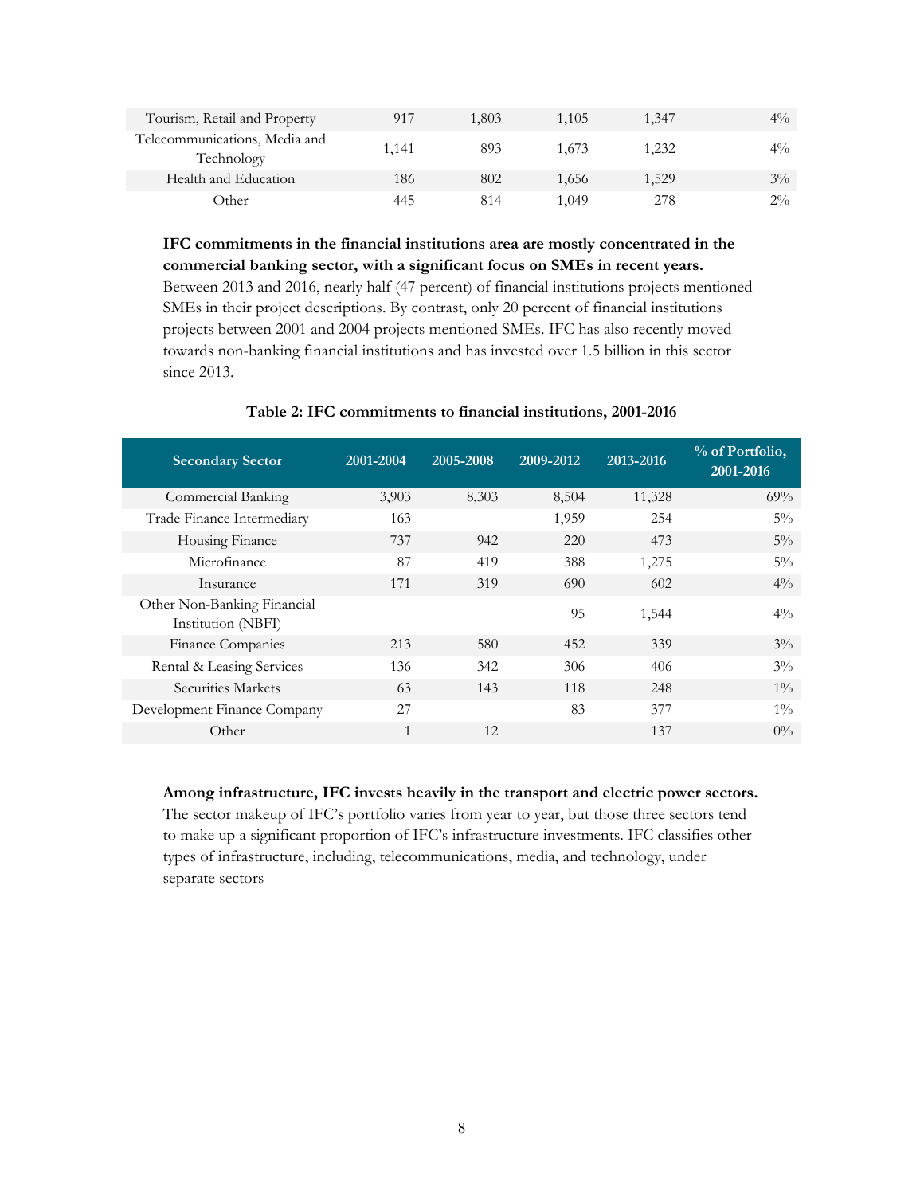| Tourism, Retail and Property | 917 | 1,803 | 1,105 | 1,347 | 4% |
|---|---|---|---|---|---|
| Telecommunications, Media and Technology | 1,141 | 893 | 1,673 | 1,232 | 4% |
| Health and Education | 186 | 802 | 1,656 | 1,529 | 3% |
| Other | 445 | 814 | 1,049 | 278 | 2% |

**IFC commitments in the financial institutions area are mostly concentrated in the commercial banking sector, with a significant focus on SMEs in recent years.** Between 2013 and 2016, nearly half (47 percent) of financial institutions projects mentioned SMEs in their project descriptions. By contrast, only 20 percent of financial institutions projects between 2001 and 2004 projects mentioned SMEs. IFC has also recently moved towards non-banking financial institutions and has invested over 1.5 billion in this sector since 2013.

**Table 2: IFC commitments to financial institutions, 2001-2016**

| Secondary Sector | 2001-2004 | 2005-2008 | 2009-2012 | 2013-2016 | % of Portfolio, 2001-2016 |
|---|---|---|---|---|---|
| Commercial Banking | 3,903 | 8,303 | 8,504 | 11,328 | 69% |
| Trade Finance Intermediary | 163 | | 1,959 | 254 | 5% |
| Housing Finance | 737 | 942 | 220 | 473 | 5% |
| Microfinance | 87 | 419 | 388 | 1,275 | 5% |
| Insurance | 171 | 319 | 690 | 602 | 4% |
| Other Non-Banking Financial Institution (NBFI) | | | 95 | 1,544 | 4% |
| Finance Companies | 213 | 580 | 452 | 339 | 3% |
| Rental & Leasing Services | 136 | 342 | 306 | 406 | 3% |
| Securities Markets | 63 | 143 | 118 | 248 | 1% |
| Development Finance Company | 27 | | 83 | 377 | 1% |
| Other | 1 | 12 | | 137 | 0% |

**Among infrastructure, IFC invests heavily in the transport and electric power sectors.** The sector makeup of IFC's portfolio varies from year to year, but those three sectors tend to make up a significant proportion of IFC's infrastructure investments. IFC classifies other types of infrastructure, including, telecommunications, media, and technology, under separate sectors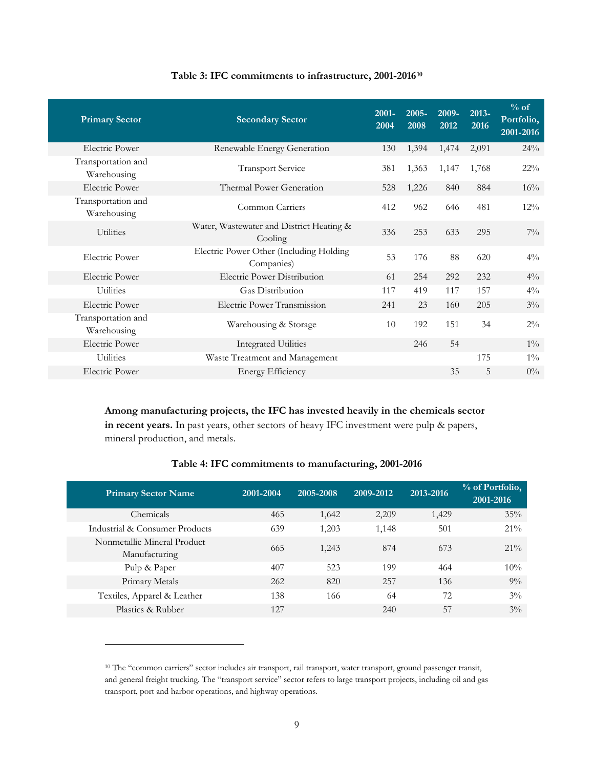**Table 3: IFC commitments to infrastructure, 2001-2016**[10]

| Primary Sector | Secondary Sector | 2001-2004 | 2005-2008 | 2009-2012 | 2013-2016 | % of Portfolio, 2001-2016 |
|---|---|---|---|---|---|---|
| Electric Power | Renewable Energy Generation | 130 | 1,394 | 1,474 | 2,091 | 24% |
| Transportation and Warehousing | Transport Service | 381 | 1,363 | 1,147 | 1,768 | 22% |
| Electric Power | Thermal Power Generation | 528 | 1,226 | 840 | 884 | 16% |
| Transportation and Warehousing | Common Carriers | 412 | 962 | 646 | 481 | 12% |
| Utilities | Water, Wastewater and District Heating & Cooling | 336 | 253 | 633 | 295 | 7% |
| Electric Power | Electric Power Other (Including Holding Companies) | 53 | 176 | 88 | 620 | 4% |
| Electric Power | Electric Power Distribution | 61 | 254 | 292 | 232 | 4% |
| Utilities | Gas Distribution | 117 | 419 | 117 | 157 | 4% |
| Electric Power | Electric Power Transmission | 241 | 23 | 160 | 205 | 3% |
| Transportation and Warehousing | Warehousing & Storage | 10 | 192 | 151 | 34 | 2% |
| Electric Power | Integrated Utilities | | 246 | 54 | | 1% |
| Utilities | Waste Treatment and Management | | | | 175 | 1% |
| Electric Power | Energy Efficiency | | | 35 | 5 | 0% |

**Among manufacturing projects, the IFC has invested heavily in the chemicals sector in recent years.** In past years, other sectors of heavy IFC investment were pulp & papers, mineral production, and metals.

**Table 4: IFC commitments to manufacturing, 2001-2016**

| Primary Sector Name | 2001-2004 | 2005-2008 | 2009-2012 | 2013-2016 | % of Portfolio, 2001-2016 |
|---|---|---|---|---|---|
| Chemicals | 465 | 1,642 | 2,209 | 1,429 | 35% |
| Industrial & Consumer Products | 639 | 1,203 | 1,148 | 501 | 21% |
| Nonmetallic Mineral Product Manufacturing | 665 | 1,243 | 874 | 673 | 21% |
| Pulp & Paper | 407 | 523 | 199 | 464 | 10% |
| Primary Metals | 262 | 820 | 257 | 136 | 9% |
| Textiles, Apparel & Leather | 138 | 166 | 64 | 72 | 3% |
| Plastics & Rubber | 127 | | 240 | 57 | 3% |

[10] The "common carriers" sector includes air transport, rail transport, water transport, ground passenger transit, and general freight trucking. The "transport service" sector refers to large transport projects, including oil and gas transport, port and harbor operations, and highway operations.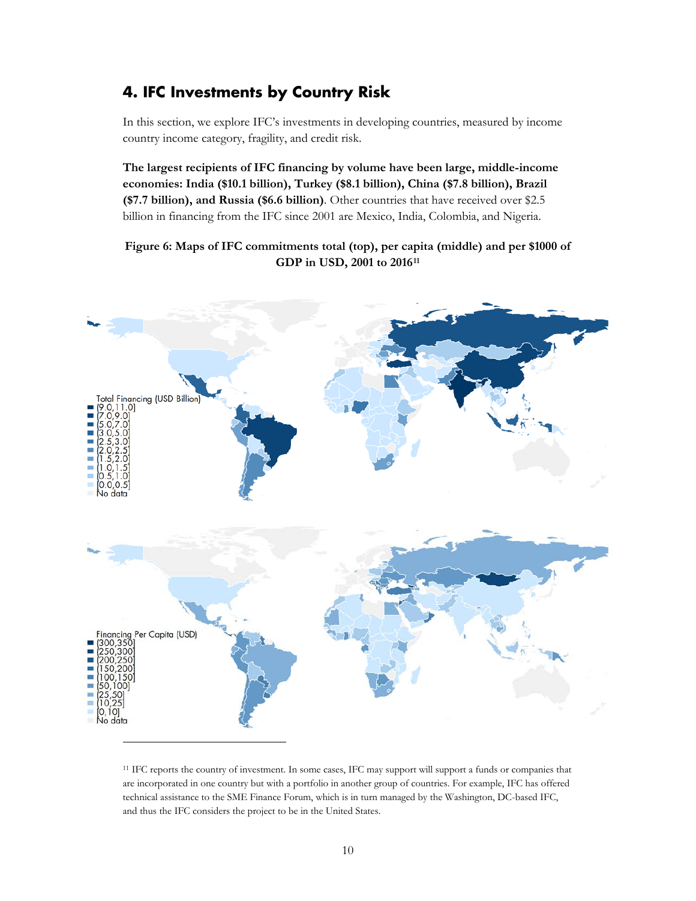## 4. IFC Investments by Country Risk

In this section, we explore IFC's investments in developing countries, measured by income country income category, fragility, and credit risk.

**The largest recipients of IFC financing by volume have been large, middle-income economies: India ($10.1 billion), Turkey ($8.1 billion), China ($7.8 billion), Brazil ($7.7 billion), and Russia ($6.6 billion)**. Other countries that have received over $2.5 billion in financing from the IFC since 2001 are Mexico, India, Colombia, and Nigeria.

**Figure 6: Maps of IFC commitments total (top), per capita (middle) and per $1000 of GDP in USD, 2001 to 2016**[11]

Total Financing (USD Billion)
- (9.0,11.0]
- (7.0,9.0]
- (5.0,7.0]
- (3.0,5.0]
- (2.5,3.0]
- (2.0,2.5]
- (1.5,2.0]
- (1.0,1.5]
- (0.5,1.0]
- [0.0,0.5]
- No data

Financing Per Capita (USD)
- (300,350]
- (250,300]
- (200,250]
- (150,200]
- (100,150]
- (50,100]
- (25,50]
- (10,25]
- [0,10]
- No data

[11] IFC reports the country of investment. In some cases, IFC may support will support a funds or companies that are incorporated in one country but with a portfolio in another group of countries. For example, IFC has offered technical assistance to the SME Finance Forum, which is in turn managed by the Washington, DC-based IFC, and thus the IFC considers the project to be in the United States.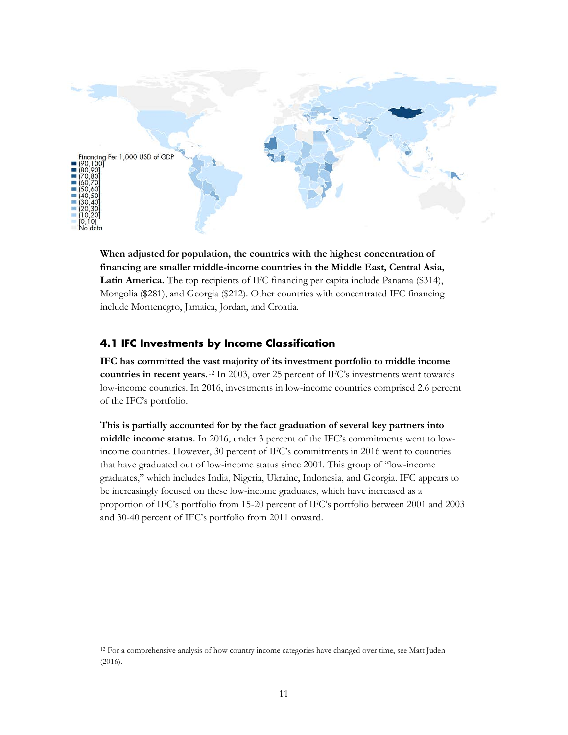Financing Per 1,000 USD of GDP
- [90,100]
- [80,90]
- [70,80]
- [60,70]
- [50,60]
- [40,50]
- [30,40]
- [20,30]
- [10,20]
- [0,10]
- No data

**When adjusted for population, the countries with the highest concentration of financing are smaller middle-income countries in the Middle East, Central Asia, Latin America.** The top recipients of IFC financing per capita include Panama ($314), Mongolia ($281), and Georgia ($212). Other countries with concentrated IFC financing include Montenegro, Jamaica, Jordan, and Croatia.

## 4.1 IFC Investments by Income Classification

**IFC has committed the vast majority of its investment portfolio to middle income countries in recent years.**[12] In 2003, over 25 percent of IFC's investments went towards low-income countries. In 2016, investments in low-income countries comprised 2.6 percent of the IFC's portfolio.

**This is partially accounted for by the fact graduation of several key partners into middle income status.** In 2016, under 3 percent of the IFC's commitments went to low-income countries. However, 30 percent of IFC's commitments in 2016 went to countries that have graduated out of low-income status since 2001. This group of "low-income graduates," which includes India, Nigeria, Ukraine, Indonesia, and Georgia. IFC appears to be increasingly focused on these low-income graduates, which have increased as a proportion of IFC's portfolio from 15-20 percent of IFC's portfolio between 2001 and 2003 and 30-40 percent of IFC's portfolio from 2011 onward.

---

[12] For a comprehensive analysis of how country income categories have changed over time, see Matt Juden (2016).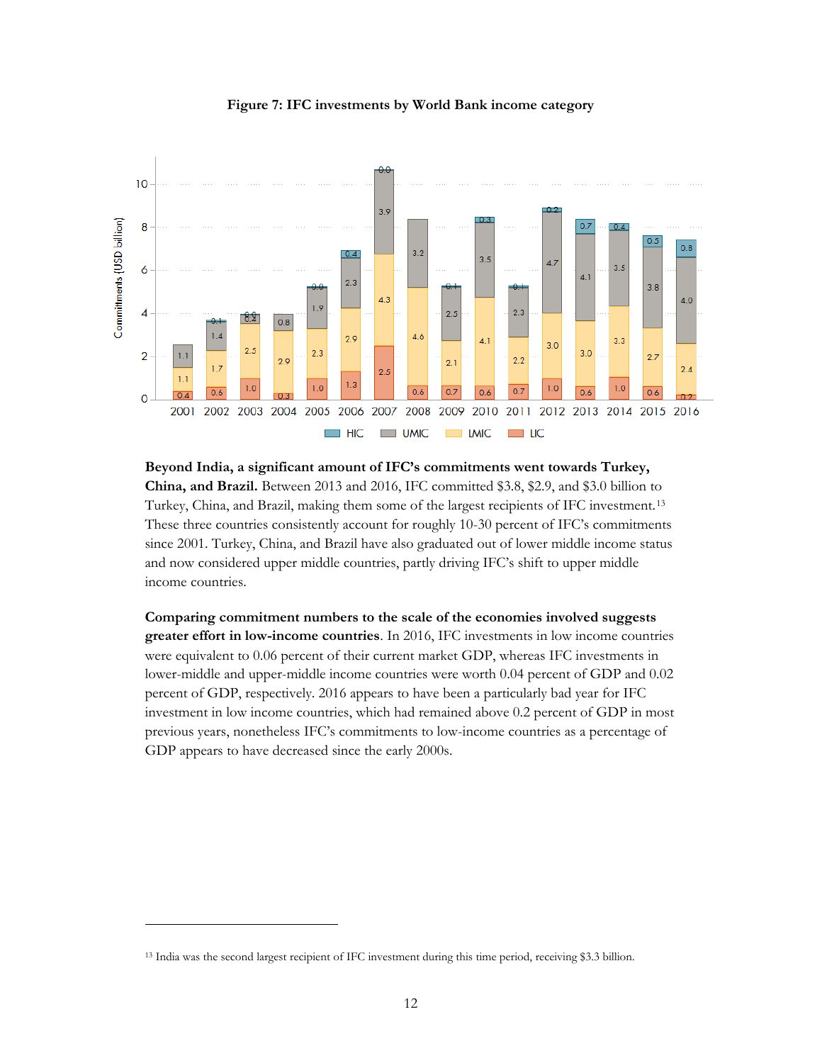**Figure 7: IFC investments by World Bank income category**

**Beyond India, a significant amount of IFC's commitments went towards Turkey, China, and Brazil.** Between 2013 and 2016, IFC committed $3.8, $2.9, and $3.0 billion to Turkey, China, and Brazil, making them some of the largest recipients of IFC investment.[13] These three countries consistently account for roughly 10-30 percent of IFC's commitments since 2001. Turkey, China, and Brazil have also graduated out of lower middle income status and now considered upper middle countries, partly driving IFC's shift to upper middle income countries.

**Comparing commitment numbers to the scale of the economies involved suggests greater effort in low-income countries**. In 2016, IFC investments in low income countries were equivalent to 0.06 percent of their current market GDP, whereas IFC investments in lower-middle and upper-middle income countries were worth 0.04 percent of GDP and 0.02 percent of GDP, respectively. 2016 appears to have been a particularly bad year for IFC investment in low income countries, which had remained above 0.2 percent of GDP in most previous years, nonetheless IFC's commitments to low-income countries as a percentage of GDP appears to have decreased since the early 2000s.

[13] India was the second largest recipient of IFC investment during this time period, receiving $3.3 billion.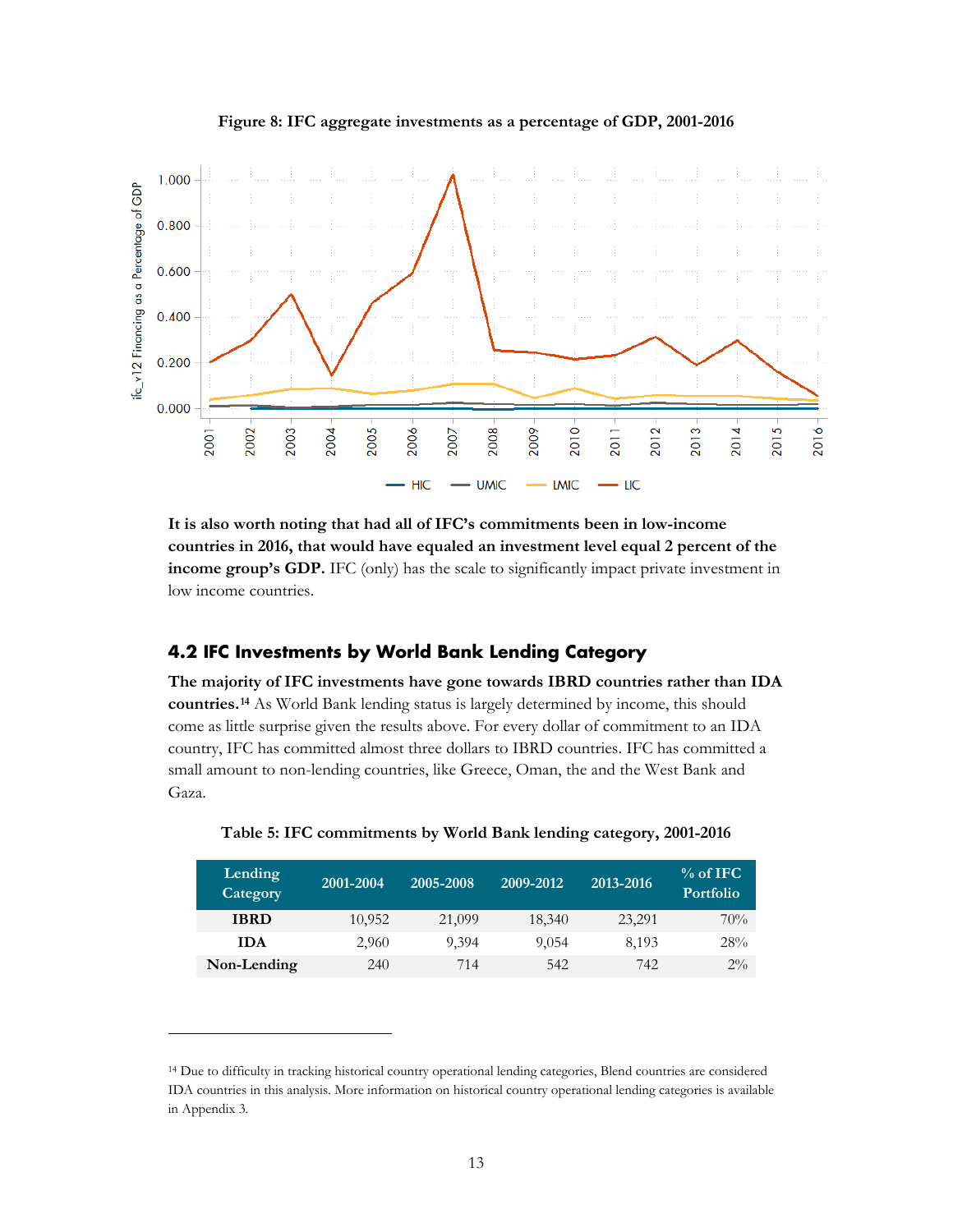**Figure 8: IFC aggregate investments as a percentage of GDP, 2001-2016**

**It is also worth noting that had all of IFC's commitments been in low-income countries in 2016, that would have equaled an investment level equal 2 percent of the income group's GDP.** IFC (only) has the scale to significantly impact private investment in low income countries.

## 4.2 IFC Investments by World Bank Lending Category

**The majority of IFC investments have gone towards IBRD countries rather than IDA countries.**[14] As World Bank lending status is largely determined by income, this should come as little surprise given the results above. For every dollar of commitment to an IDA country, IFC has committed almost three dollars to IBRD countries. IFC has committed a small amount to non-lending countries, like Greece, Oman, the and the West Bank and Gaza.

**Table 5: IFC commitments by World Bank lending category, 2001-2016**

| Lending Category | 2001-2004 | 2005-2008 | 2009-2012 | 2013-2016 | % of IFC Portfolio |
|---|---|---|---|---|---|
| IBRD | 10,952 | 21,099 | 18,340 | 23,291 | 70% |
| IDA | 2,960 | 9,394 | 9,054 | 8,193 | 28% |
| Non-Lending | 240 | 714 | 542 | 742 | 2% |

[14] Due to difficulty in tracking historical country operational lending categories, Blend countries are considered IDA countries in this analysis. More information on historical country operational lending categories is available in Appendix 3.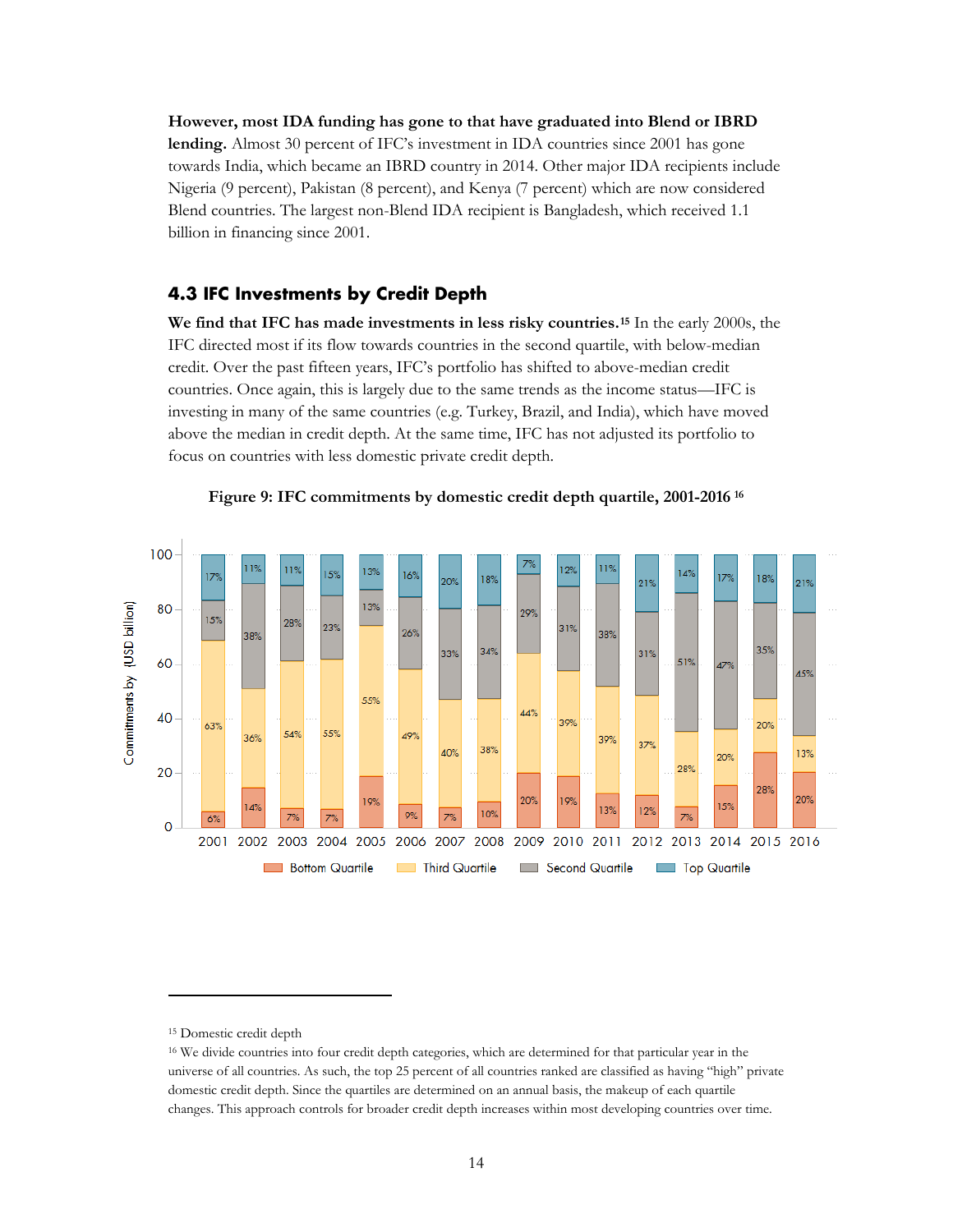**However, most IDA funding has gone to that have graduated into Blend or IBRD lending.** Almost 30 percent of IFC's investment in IDA countries since 2001 has gone towards India, which became an IBRD country in 2014. Other major IDA recipients include Nigeria (9 percent), Pakistan (8 percent), and Kenya (7 percent) which are now considered Blend countries. The largest non-Blend IDA recipient is Bangladesh, which received 1.1 billion in financing since 2001.

## 4.3 IFC Investments by Credit Depth

**We find that IFC has made investments in less risky countries.**[15] In the early 2000s, the IFC directed most if its flow towards countries in the second quartile, with below-median credit. Over the past fifteen years, IFC's portfolio has shifted to above-median credit countries. Once again, this is largely due to the same trends as the income status—IFC is investing in many of the same countries (e.g. Turkey, Brazil, and India), which have moved above the median in credit depth. At the same time, IFC has not adjusted its portfolio to focus on countries with less domestic private credit depth.

**Figure 9: IFC commitments by domestic credit depth quartile, 2001-2016** [16]

| Year | Bottom Quartile | Third Quartile | Second Quartile | Top Quartile |
|---|---|---|---|---|
| 2001 | 6% | 63% | 15% | 17% |
| 2002 | 14% | 36% | 38% | 11% |
| 2003 | 7% | 54% | 28% | 11% |
| 2004 | 7% | 55% | 23% | 15% |
| 2005 | 19% | 55% | 13% | 13% |
| 2006 | 9% | 49% | 26% | 16% |
| 2007 | 7% | 40% | 33% | 20% |
| 2008 | 10% | 38% | 34% | 18% |
| 2009 | 20% | 44% | 29% | 7% |
| 2010 | 19% | 39% | 31% | 12% |
| 2011 | 13% | 39% | 38% | 11% |
| 2012 | 12% | 37% | 31% | 21% |
| 2013 | 7% | 28% | 51% | 14% |
| 2014 | 15% | 20% | 47% | 17% |
| 2015 | 28% | 20% | 35% | 18% |
| 2016 | 20% | 13% | 45% | 21% |

Commitments by (USD billion)

[15] Domestic credit depth

[16] We divide countries into four credit depth categories, which are determined for that particular year in the universe of all countries. As such, the top 25 percent of all countries ranked are classified as having "high" private domestic credit depth. Since the quartiles are determined on an annual basis, the makeup of each quartile changes. This approach controls for broader credit depth increases within most developing countries over time.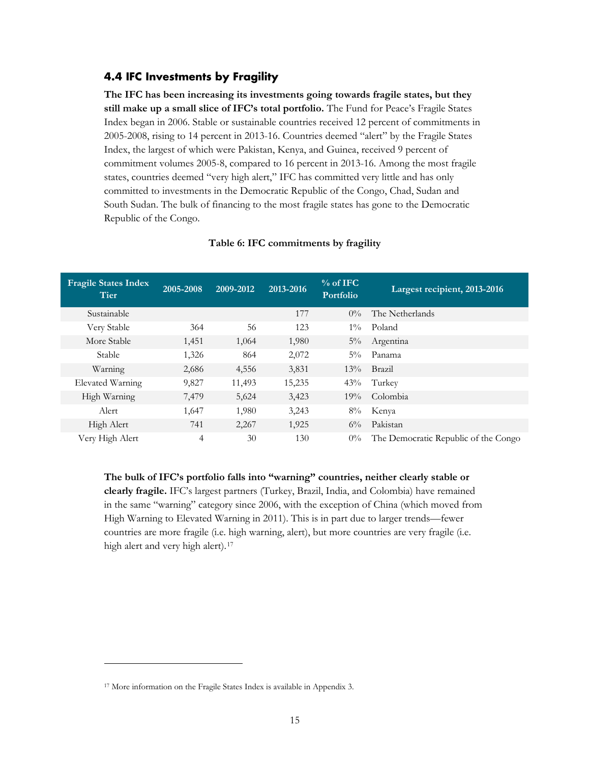### 4.4 IFC Investments by Fragility

**The IFC has been increasing its investments going towards fragile states, but they still make up a small slice of IFC's total portfolio.** The Fund for Peace's Fragile States Index began in 2006. Stable or sustainable countries received 12 percent of commitments in 2005-2008, rising to 14 percent in 2013-16. Countries deemed "alert" by the Fragile States Index, the largest of which were Pakistan, Kenya, and Guinea, received 9 percent of commitment volumes 2005-8, compared to 16 percent in 2013-16. Among the most fragile states, countries deemed "very high alert," IFC has committed very little and has only committed to investments in the Democratic Republic of the Congo, Chad, Sudan and South Sudan. The bulk of financing to the most fragile states has gone to the Democratic Republic of the Congo.

**Table 6: IFC commitments by fragility**

| Fragile States Index Tier | 2005-2008 | 2009-2012 | 2013-2016 | % of IFC Portfolio | Largest recipient, 2013-2016 |
|---|---|---|---|---|---|
| Sustainable | | | 177 | 0% | The Netherlands |
| Very Stable | 364 | 56 | 123 | 1% | Poland |
| More Stable | 1,451 | 1,064 | 1,980 | 5% | Argentina |
| Stable | 1,326 | 864 | 2,072 | 5% | Panama |
| Warning | 2,686 | 4,556 | 3,831 | 13% | Brazil |
| Elevated Warning | 9,827 | 11,493 | 15,235 | 43% | Turkey |
| High Warning | 7,479 | 5,624 | 3,423 | 19% | Colombia |
| Alert | 1,647 | 1,980 | 3,243 | 8% | Kenya |
| High Alert | 741 | 2,267 | 1,925 | 6% | Pakistan |
| Very High Alert | 4 | 30 | 130 | 0% | The Democratic Republic of the Congo |

**The bulk of IFC's portfolio falls into "warning" countries, neither clearly stable or clearly fragile.** IFC's largest partners (Turkey, Brazil, India, and Colombia) have remained in the same "warning" category since 2006, with the exception of China (which moved from High Warning to Elevated Warning in 2011). This is in part due to larger trends—fewer countries are more fragile (i.e. high warning, alert), but more countries are very fragile (i.e. high alert and very high alert).[17]

[17] More information on the Fragile States Index is available in Appendix 3.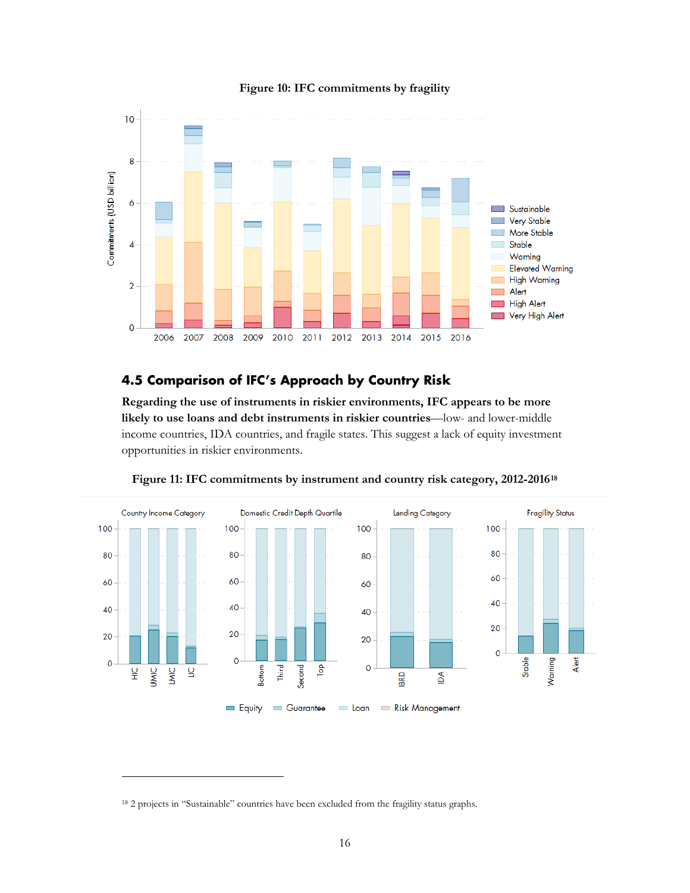**Figure 10: IFC commitments by fragility**

## 4.5 Comparison of IFC's Approach by Country Risk

**Regarding the use of instruments in riskier environments, IFC appears to be more likely to use loans and debt instruments in riskier countries**—low- and lower-middle income countries, IDA countries, and fragile states. This suggest a lack of equity investment opportunities in riskier environments.

**Figure 11: IFC commitments by instrument and country risk category, 2012-2016**[18]

[18] 2 projects in "Sustainable" countries have been excluded from the fragility status graphs.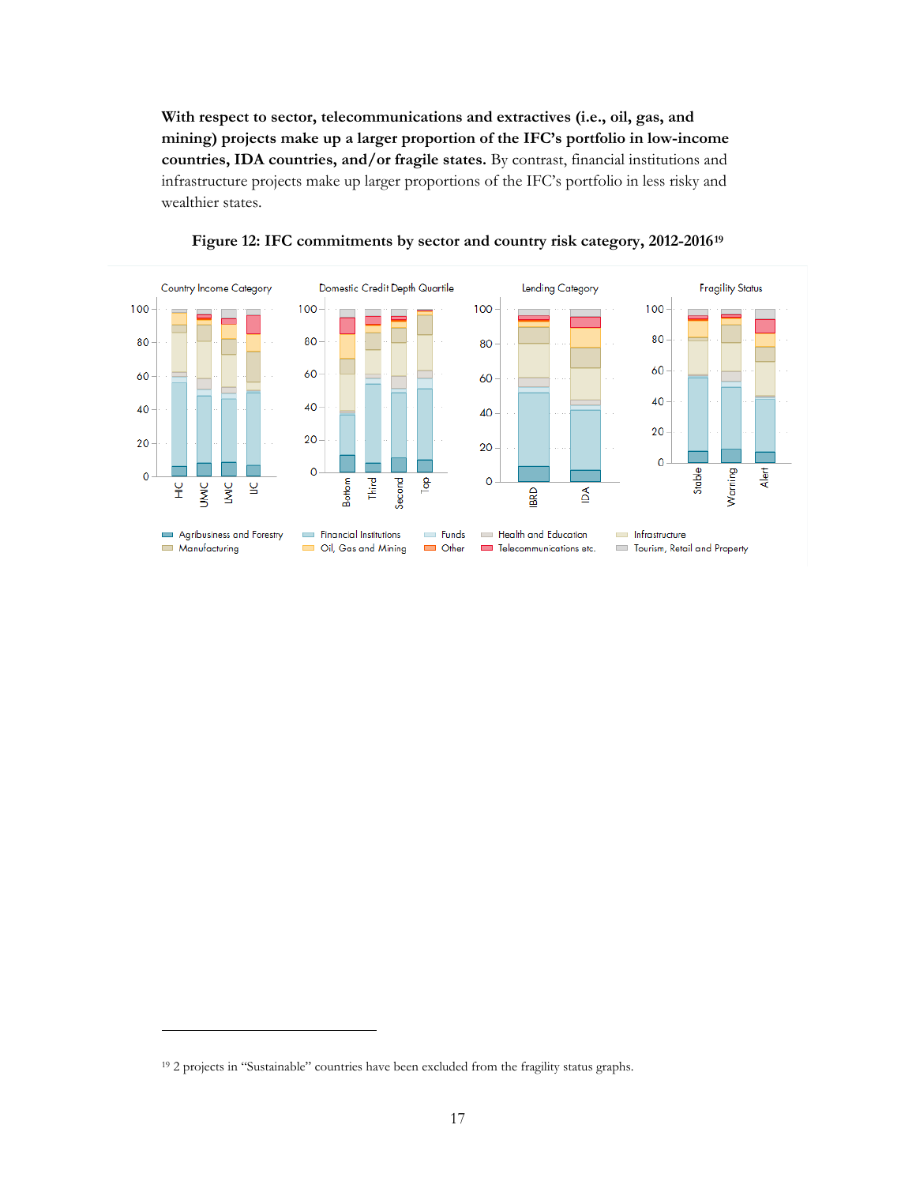**With respect to sector, telecommunications and extractives (i.e., oil, gas, and mining) projects make up a larger proportion of the IFC's portfolio in low-income countries, IDA countries, and/or fragile states.** By contrast, financial institutions and infrastructure projects make up larger proportions of the IFC's portfolio in less risky and wealthier states.

**Figure 12: IFC commitments by sector and country risk category, 2012-2016**[19]

[19] 2 projects in "Sustainable" countries have been excluded from the fragility status graphs.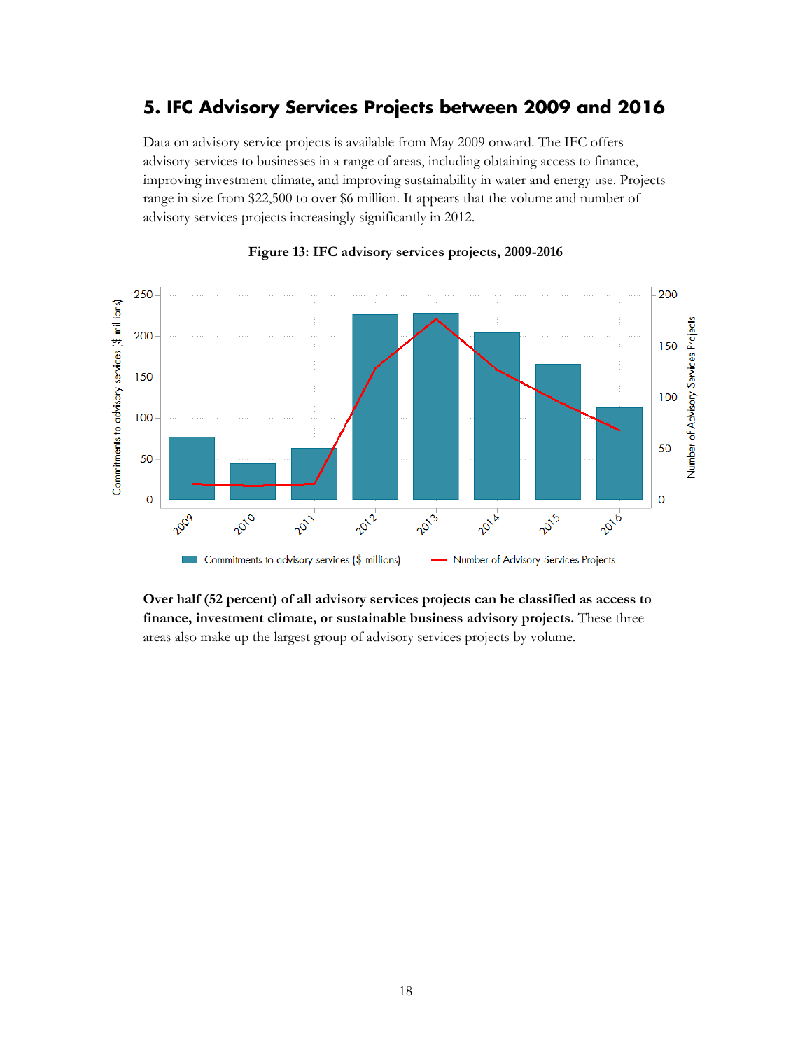## 5. IFC Advisory Services Projects between 2009 and 2016

Data on advisory service projects is available from May 2009 onward. The IFC offers advisory services to businesses in a range of areas, including obtaining access to finance, improving investment climate, and improving sustainability in water and energy use. Projects range in size from $22,500 to over $6 million. It appears that the volume and number of advisory services projects increasingly significantly in 2012.

**Figure 13: IFC advisory services projects, 2009-2016**

**Over half (52 percent) of all advisory services projects can be classified as access to finance, investment climate, or sustainable business advisory projects.** These three areas also make up the largest group of advisory services projects by volume.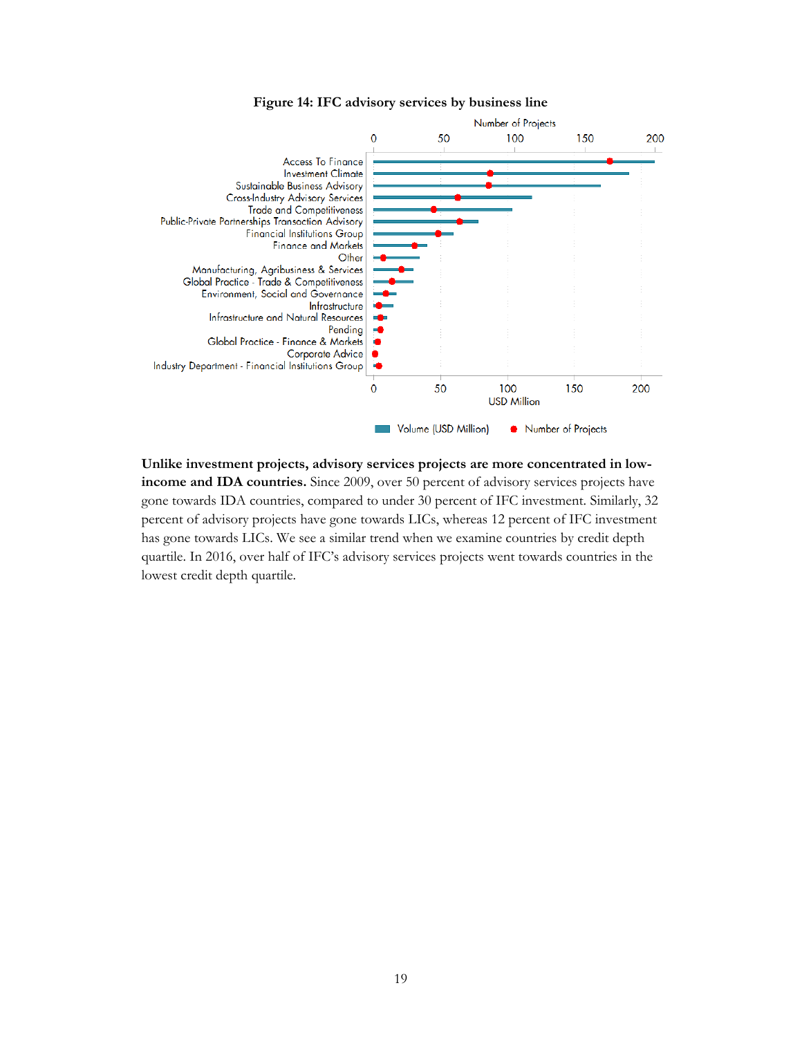**Figure 14: IFC advisory services by business line**

**Unlike investment projects, advisory services projects are more concentrated in low-income and IDA countries.** Since 2009, over 50 percent of advisory services projects have gone towards IDA countries, compared to under 30 percent of IFC investment. Similarly, 32 percent of advisory projects have gone towards LICs, whereas 12 percent of IFC investment has gone towards LICs. We see a similar trend when we examine countries by credit depth quartile. In 2016, over half of IFC's advisory services projects went towards countries in the lowest credit depth quartile.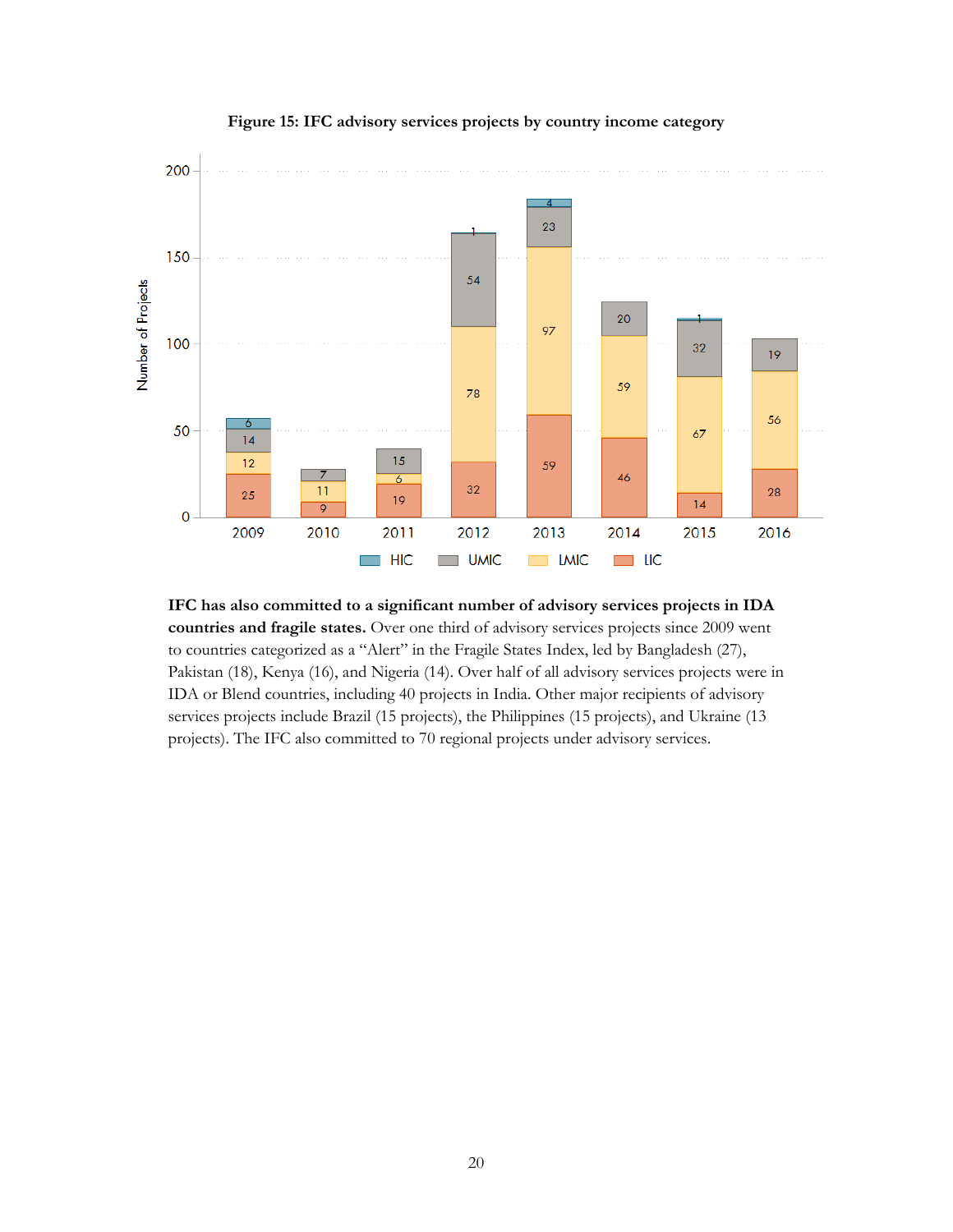**Figure 15: IFC advisory services projects by country income category**

| Year | LIC | LMIC | UMIC | HIC |
|---|---|---|---|---|
| 2009 | 25 | 12 | 14 | 6 |
| 2010 | 9 | 11 | 7 | |
| 2011 | 19 | 6 | 15 | |
| 2012 | 32 | 78 | 54 | 1 |
| 2013 | 59 | 97 | 23 | 4 |
| 2014 | 46 | 59 | 20 | |
| 2015 | 14 | 67 | 32 | 1 |
| 2016 | 28 | 56 | 19 | |

**IFC has also committed to a significant number of advisory services projects in IDA countries and fragile states.** Over one third of advisory services projects since 2009 went to countries categorized as a "Alert" in the Fragile States Index, led by Bangladesh (27), Pakistan (18), Kenya (16), and Nigeria (14). Over half of all advisory services projects were in IDA or Blend countries, including 40 projects in India. Other major recipients of advisory services projects include Brazil (15 projects), the Philippines (15 projects), and Ukraine (13 projects). The IFC also committed to 70 regional projects under advisory services.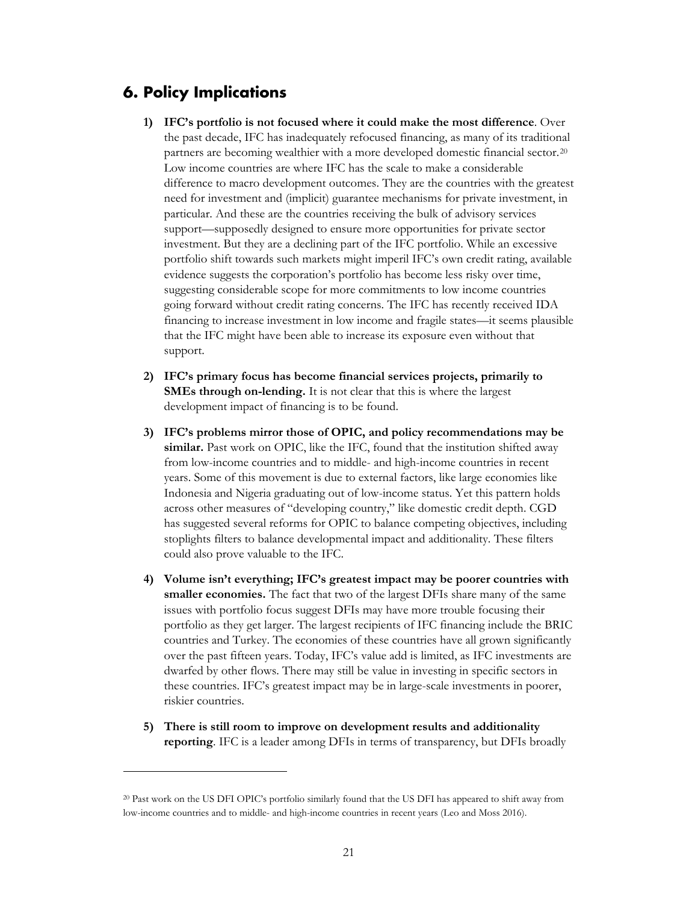## 6. Policy Implications

1) **IFC's portfolio is not focused where it could make the most difference**. Over the past decade, IFC has inadequately refocused financing, as many of its traditional partners are becoming wealthier with a more developed domestic financial sector.[20] Low income countries are where IFC has the scale to make a considerable difference to macro development outcomes. They are the countries with the greatest need for investment and (implicit) guarantee mechanisms for private investment, in particular. And these are the countries receiving the bulk of advisory services support—supposedly designed to ensure more opportunities for private sector investment. But they are a declining part of the IFC portfolio. While an excessive portfolio shift towards such markets might imperil IFC's own credit rating, available evidence suggests the corporation's portfolio has become less risky over time, suggesting considerable scope for more commitments to low income countries going forward without credit rating concerns. The IFC has recently received IDA financing to increase investment in low income and fragile states—it seems plausible that the IFC might have been able to increase its exposure even without that support.

2) **IFC's primary focus has become financial services projects, primarily to SMEs through on-lending.** It is not clear that this is where the largest development impact of financing is to be found.

3) **IFC's problems mirror those of OPIC, and policy recommendations may be similar.** Past work on OPIC, like the IFC, found that the institution shifted away from low-income countries and to middle- and high-income countries in recent years. Some of this movement is due to external factors, like large economies like Indonesia and Nigeria graduating out of low-income status. Yet this pattern holds across other measures of "developing country," like domestic credit depth. CGD has suggested several reforms for OPIC to balance competing objectives, including stoplights filters to balance developmental impact and additionality. These filters could also prove valuable to the IFC.

4) **Volume isn't everything; IFC's greatest impact may be poorer countries with smaller economies.** The fact that two of the largest DFIs share many of the same issues with portfolio focus suggest DFIs may have more trouble focusing their portfolio as they get larger. The largest recipients of IFC financing include the BRIC countries and Turkey. The economies of these countries have all grown significantly over the past fifteen years. Today, IFC's value add is limited, as IFC investments are dwarfed by other flows. There may still be value in investing in specific sectors in these countries. IFC's greatest impact may be in large-scale investments in poorer, riskier countries.

5) **There is still room to improve on development results and additionality reporting**. IFC is a leader among DFIs in terms of transparency, but DFIs broadly

---

[20] Past work on the US DFI OPIC's portfolio similarly found that the US DFI has appeared to shift away from low-income countries and to middle- and high-income countries in recent years (Leo and Moss 2016).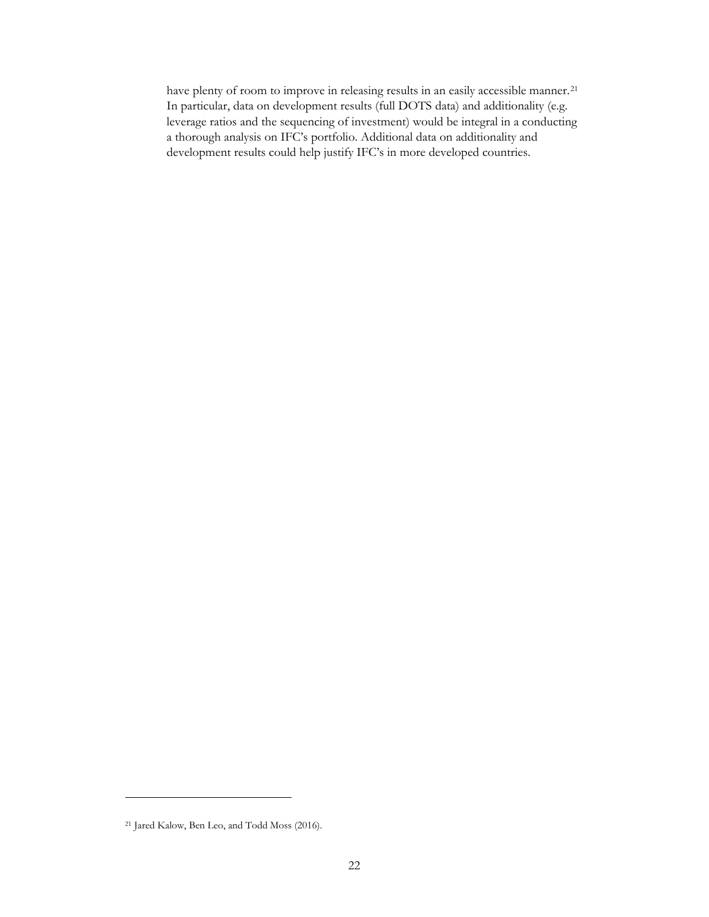have plenty of room to improve in releasing results in an easily accessible manner.[21] In particular, data on development results (full DOTS data) and additionality (e.g. leverage ratios and the sequencing of investment) would be integral in a conducting a thorough analysis on IFC's portfolio. Additional data on additionality and development results could help justify IFC's in more developed countries.

[21] Jared Kalow, Ben Leo, and Todd Moss (2016).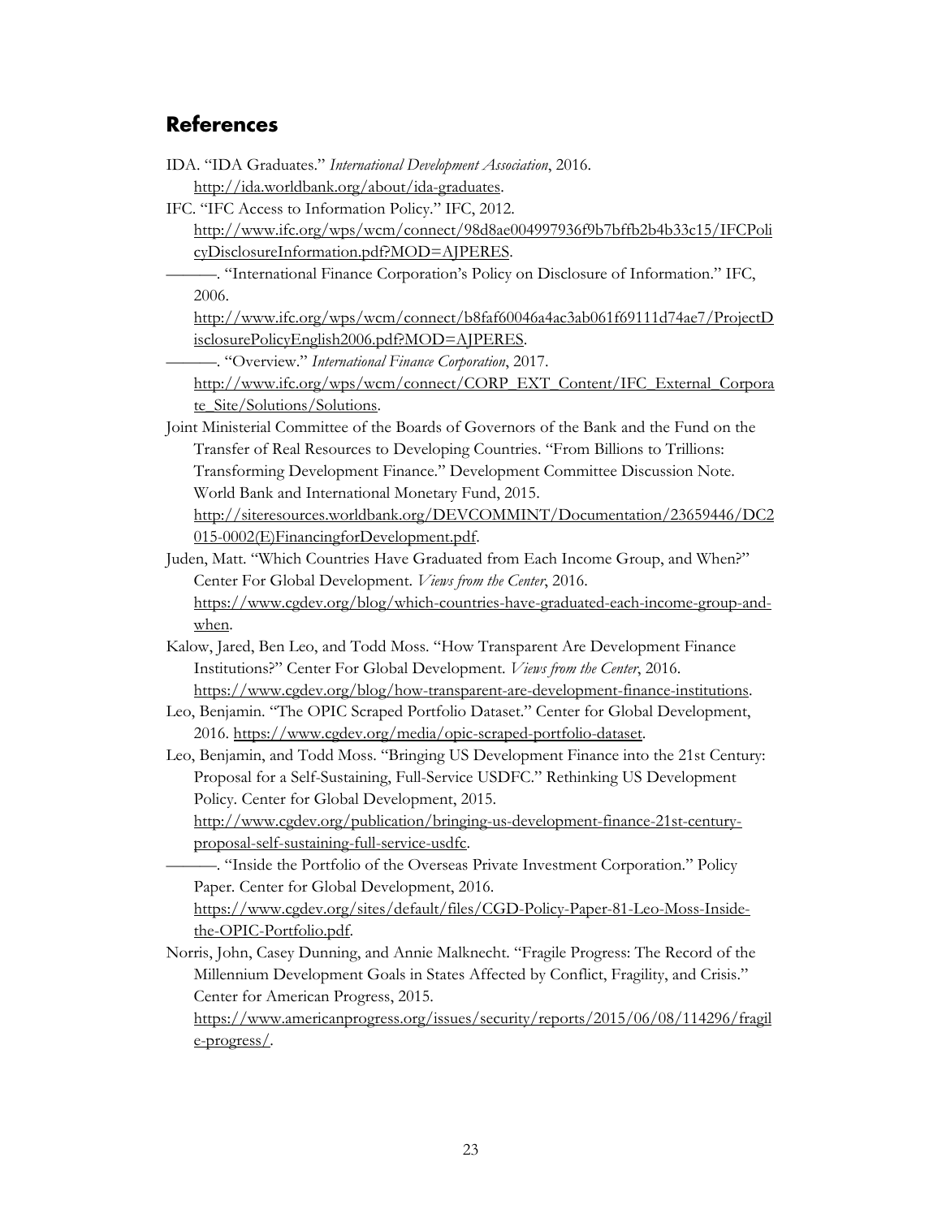## References

IDA. "IDA Graduates." *International Development Association*, 2016. http://ida.worldbank.org/about/ida-graduates.

IFC. "IFC Access to Information Policy." IFC, 2012. http://www.ifc.org/wps/wcm/connect/98d8ae004997936f9b7bffb2b4b33c15/IFCPolicyDisclosureInformation.pdf?MOD=AJPERES.

———. "International Finance Corporation's Policy on Disclosure of Information." IFC, 2006. http://www.ifc.org/wps/wcm/connect/b8faf60046a4ac3ab061f69111d74ae7/ProjectDisclosurePolicyEnglish2006.pdf?MOD=AJPERES.

———. "Overview." *International Finance Corporation*, 2017. http://www.ifc.org/wps/wcm/connect/CORP_EXT_Content/IFC_External_Corporate_Site/Solutions/Solutions.

Joint Ministerial Committee of the Boards of Governors of the Bank and the Fund on the Transfer of Real Resources to Developing Countries. "From Billions to Trillions: Transforming Development Finance." Development Committee Discussion Note. World Bank and International Monetary Fund, 2015. http://siteresources.worldbank.org/DEVCOMMINT/Documentation/23659446/DC2015-0002(E)FinancingforDevelopment.pdf.

Juden, Matt. "Which Countries Have Graduated from Each Income Group, and When?" Center For Global Development. *Views from the Center*, 2016. https://www.cgdev.org/blog/which-countries-have-graduated-each-income-group-and-when.

Kalow, Jared, Ben Leo, and Todd Moss. "How Transparent Are Development Finance Institutions?" Center For Global Development. *Views from the Center*, 2016. https://www.cgdev.org/blog/how-transparent-are-development-finance-institutions.

Leo, Benjamin. "The OPIC Scraped Portfolio Dataset." Center for Global Development, 2016. https://www.cgdev.org/media/opic-scraped-portfolio-dataset.

Leo, Benjamin, and Todd Moss. "Bringing US Development Finance into the 21st Century: Proposal for a Self-Sustaining, Full-Service USDFC." Rethinking US Development Policy. Center for Global Development, 2015. http://www.cgdev.org/publication/bringing-us-development-finance-21st-century-proposal-self-sustaining-full-service-usdfc.

———. "Inside the Portfolio of the Overseas Private Investment Corporation." Policy Paper. Center for Global Development, 2016. https://www.cgdev.org/sites/default/files/CGD-Policy-Paper-81-Leo-Moss-Inside-the-OPIC-Portfolio.pdf.

Norris, John, Casey Dunning, and Annie Malknecht. "Fragile Progress: The Record of the Millennium Development Goals in States Affected by Conflict, Fragility, and Crisis." Center for American Progress, 2015. https://www.americanprogress.org/issues/security/reports/2015/06/08/114296/fragile-progress/.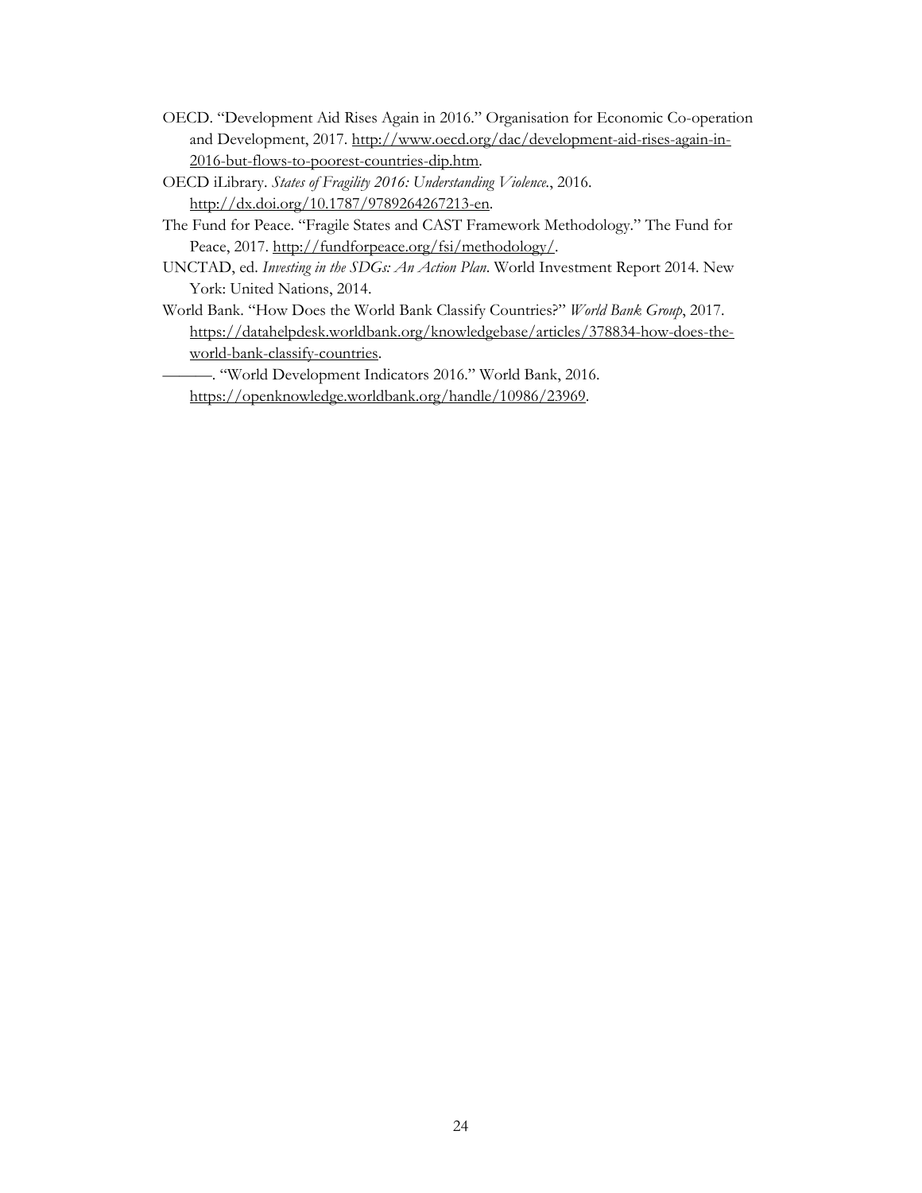OECD. "Development Aid Rises Again in 2016." Organisation for Economic Co-operation and Development, 2017. http://www.oecd.org/dac/development-aid-rises-again-in-2016-but-flows-to-poorest-countries-dip.htm.

OECD iLibrary. *States of Fragility 2016: Understanding Violence.*, 2016. http://dx.doi.org/10.1787/9789264267213-en.

The Fund for Peace. "Fragile States and CAST Framework Methodology." The Fund for Peace, 2017. http://fundforpeace.org/fsi/methodology/.

UNCTAD, ed. *Investing in the SDGs: An Action Plan*. World Investment Report 2014. New York: United Nations, 2014.

World Bank. "How Does the World Bank Classify Countries?" *World Bank Group*, 2017. https://datahelpdesk.worldbank.org/knowledgebase/articles/378834-how-does-the-world-bank-classify-countries.

———. "World Development Indicators 2016." World Bank, 2016. https://openknowledge.worldbank.org/handle/10986/23969.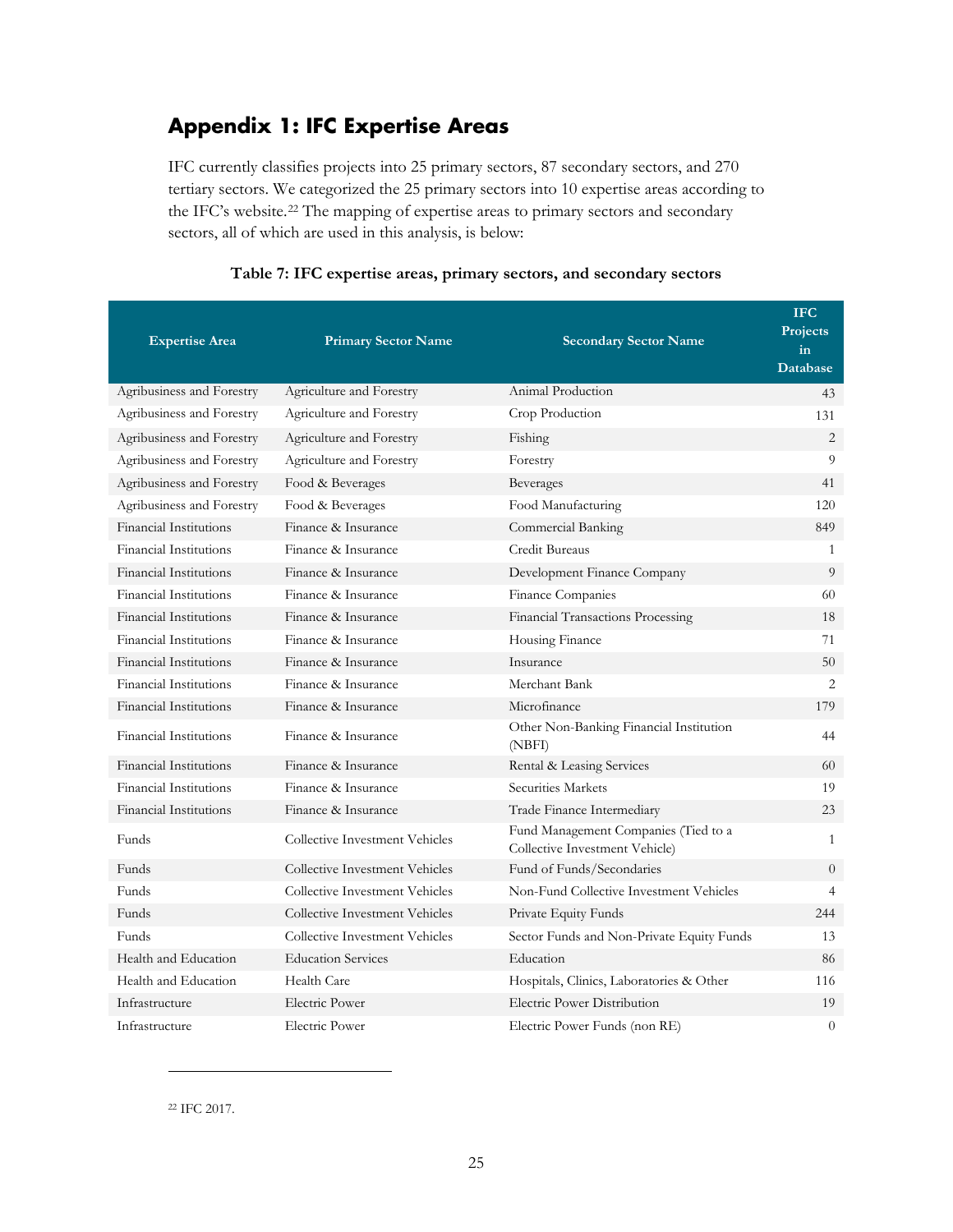## Appendix 1: IFC Expertise Areas

IFC currently classifies projects into 25 primary sectors, 87 secondary sectors, and 270 tertiary sectors. We categorized the 25 primary sectors into 10 expertise areas according to the IFC's website.[22] The mapping of expertise areas to primary sectors and secondary sectors, all of which are used in this analysis, is below:

**Table 7: IFC expertise areas, primary sectors, and secondary sectors**

| Expertise Area | Primary Sector Name | Secondary Sector Name | IFC Projects in Database |
|---|---|---|---|
| Agribusiness and Forestry | Agriculture and Forestry | Animal Production | 43 |
| Agribusiness and Forestry | Agriculture and Forestry | Crop Production | 131 |
| Agribusiness and Forestry | Agriculture and Forestry | Fishing | 2 |
| Agribusiness and Forestry | Agriculture and Forestry | Forestry | 9 |
| Agribusiness and Forestry | Food & Beverages | Beverages | 41 |
| Agribusiness and Forestry | Food & Beverages | Food Manufacturing | 120 |
| Financial Institutions | Finance & Insurance | Commercial Banking | 849 |
| Financial Institutions | Finance & Insurance | Credit Bureaus | 1 |
| Financial Institutions | Finance & Insurance | Development Finance Company | 9 |
| Financial Institutions | Finance & Insurance | Finance Companies | 60 |
| Financial Institutions | Finance & Insurance | Financial Transactions Processing | 18 |
| Financial Institutions | Finance & Insurance | Housing Finance | 71 |
| Financial Institutions | Finance & Insurance | Insurance | 50 |
| Financial Institutions | Finance & Insurance | Merchant Bank | 2 |
| Financial Institutions | Finance & Insurance | Microfinance | 179 |
| Financial Institutions | Finance & Insurance | Other Non-Banking Financial Institution (NBFI) | 44 |
| Financial Institutions | Finance & Insurance | Rental & Leasing Services | 60 |
| Financial Institutions | Finance & Insurance | Securities Markets | 19 |
| Financial Institutions | Finance & Insurance | Trade Finance Intermediary | 23 |
| Funds | Collective Investment Vehicles | Fund Management Companies (Tied to a Collective Investment Vehicle) | 1 |
| Funds | Collective Investment Vehicles | Fund of Funds/Secondaries | 0 |
| Funds | Collective Investment Vehicles | Non-Fund Collective Investment Vehicles | 4 |
| Funds | Collective Investment Vehicles | Private Equity Funds | 244 |
| Funds | Collective Investment Vehicles | Sector Funds and Non-Private Equity Funds | 13 |
| Health and Education | Education Services | Education | 86 |
| Health and Education | Health Care | Hospitals, Clinics, Laboratories & Other | 116 |
| Infrastructure | Electric Power | Electric Power Distribution | 19 |
| Infrastructure | Electric Power | Electric Power Funds (non RE) | 0 |

[22] IFC 2017.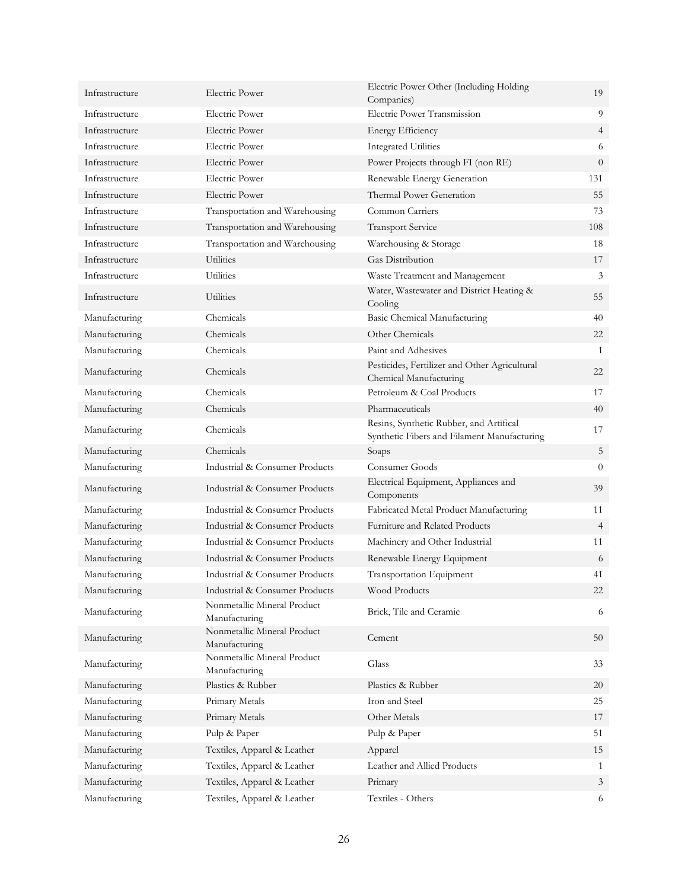| | | | |
|---|---|---|---|
| Infrastructure | Electric Power | Electric Power Other (Including Holding Companies) | 19 |
| Infrastructure | Electric Power | Electric Power Transmission | 9 |
| Infrastructure | Electric Power | Energy Efficiency | 4 |
| Infrastructure | Electric Power | Integrated Utilities | 6 |
| Infrastructure | Electric Power | Power Projects through FI (non RE) | 0 |
| Infrastructure | Electric Power | Renewable Energy Generation | 131 |
| Infrastructure | Electric Power | Thermal Power Generation | 55 |
| Infrastructure | Transportation and Warehousing | Common Carriers | 73 |
| Infrastructure | Transportation and Warehousing | Transport Service | 108 |
| Infrastructure | Transportation and Warehousing | Warehousing & Storage | 18 |
| Infrastructure | Utilities | Gas Distribution | 17 |
| Infrastructure | Utilities | Waste Treatment and Management | 3 |
| Infrastructure | Utilities | Water, Wastewater and District Heating & Cooling | 55 |
| Manufacturing | Chemicals | Basic Chemical Manufacturing | 40 |
| Manufacturing | Chemicals | Other Chemicals | 22 |
| Manufacturing | Chemicals | Paint and Adhesives | 1 |
| Manufacturing | Chemicals | Pesticides, Fertilizer and Other Agricultural Chemical Manufacturing | 22 |
| Manufacturing | Chemicals | Petroleum & Coal Products | 17 |
| Manufacturing | Chemicals | Pharmaceuticals | 40 |
| Manufacturing | Chemicals | Resins, Synthetic Rubber, and Artifical Synthetic Fibers and Filament Manufacturing | 17 |
| Manufacturing | Chemicals | Soaps | 5 |
| Manufacturing | Industrial & Consumer Products | Consumer Goods | 0 |
| Manufacturing | Industrial & Consumer Products | Electrical Equipment, Appliances and Components | 39 |
| Manufacturing | Industrial & Consumer Products | Fabricated Metal Product Manufacturing | 11 |
| Manufacturing | Industrial & Consumer Products | Furniture and Related Products | 4 |
| Manufacturing | Industrial & Consumer Products | Machinery and Other Industrial | 11 |
| Manufacturing | Industrial & Consumer Products | Renewable Energy Equipment | 6 |
| Manufacturing | Industrial & Consumer Products | Transportation Equipment | 41 |
| Manufacturing | Industrial & Consumer Products | Wood Products | 22 |
| Manufacturing | Nonmetallic Mineral Product Manufacturing | Brick, Tile and Ceramic | 6 |
| Manufacturing | Nonmetallic Mineral Product Manufacturing | Cement | 50 |
| Manufacturing | Nonmetallic Mineral Product Manufacturing | Glass | 33 |
| Manufacturing | Plastics & Rubber | Plastics & Rubber | 20 |
| Manufacturing | Primary Metals | Iron and Steel | 25 |
| Manufacturing | Primary Metals | Other Metals | 17 |
| Manufacturing | Pulp & Paper | Pulp & Paper | 51 |
| Manufacturing | Textiles, Apparel & Leather | Apparel | 15 |
| Manufacturing | Textiles, Apparel & Leather | Leather and Allied Products | 1 |
| Manufacturing | Textiles, Apparel & Leather | Primary | 3 |
| Manufacturing | Textiles, Apparel & Leather | Textiles - Others | 6 |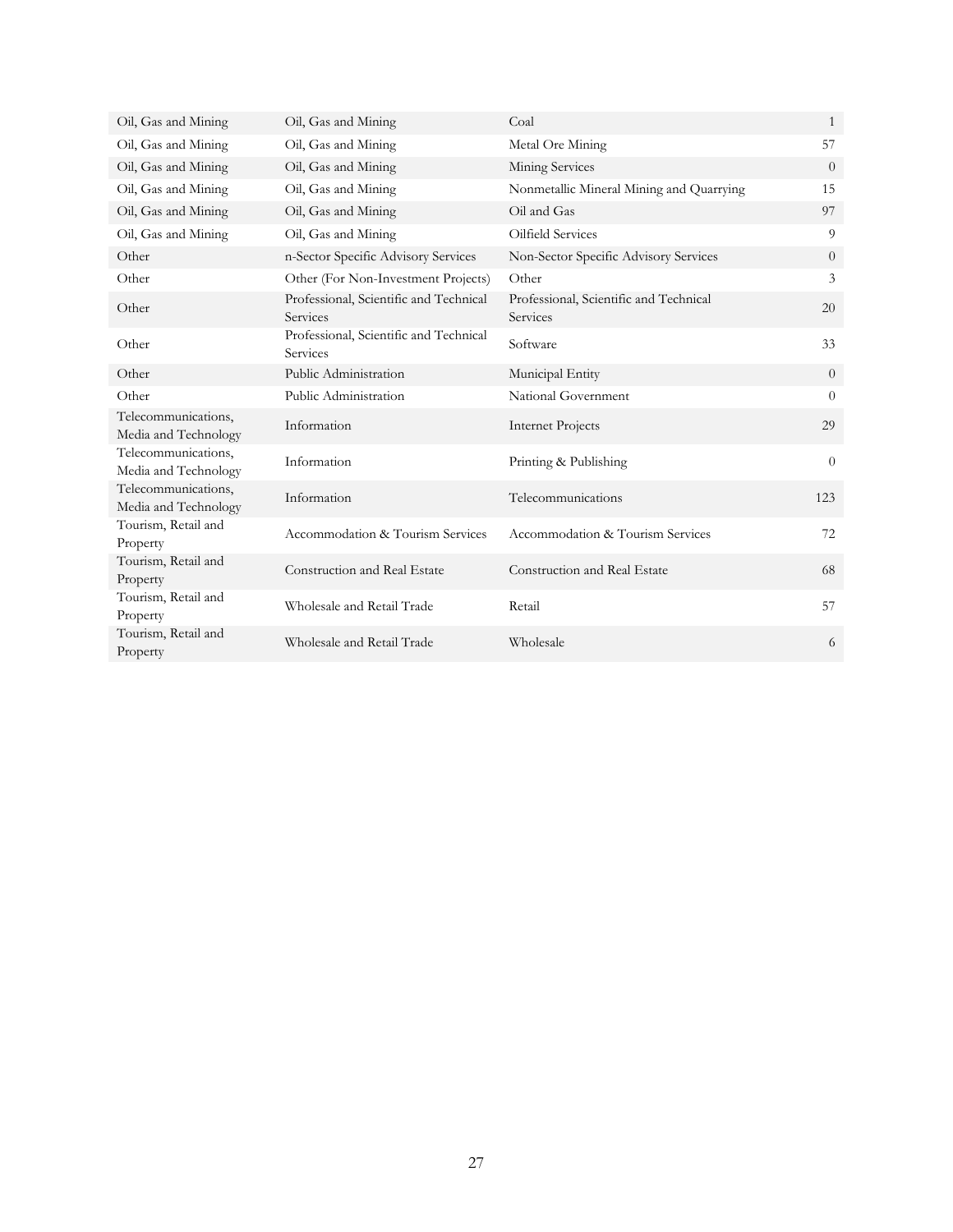| | | | |
|---|---|---|---|
| Oil, Gas and Mining | Oil, Gas and Mining | Coal | 1 |
| Oil, Gas and Mining | Oil, Gas and Mining | Metal Ore Mining | 57 |
| Oil, Gas and Mining | Oil, Gas and Mining | Mining Services | 0 |
| Oil, Gas and Mining | Oil, Gas and Mining | Nonmetallic Mineral Mining and Quarrying | 15 |
| Oil, Gas and Mining | Oil, Gas and Mining | Oil and Gas | 97 |
| Oil, Gas and Mining | Oil, Gas and Mining | Oilfield Services | 9 |
| Other | n-Sector Specific Advisory Services | Non-Sector Specific Advisory Services | 0 |
| Other | Other (For Non-Investment Projects) | Other | 3 |
| Other | Professional, Scientific and Technical Services | Professional, Scientific and Technical Services | 20 |
| Other | Professional, Scientific and Technical Services | Software | 33 |
| Other | Public Administration | Municipal Entity | 0 |
| Other | Public Administration | National Government | 0 |
| Telecommunications, Media and Technology | Information | Internet Projects | 29 |
| Telecommunications, Media and Technology | Information | Printing & Publishing | 0 |
| Telecommunications, Media and Technology | Information | Telecommunications | 123 |
| Tourism, Retail and Property | Accommodation & Tourism Services | Accommodation & Tourism Services | 72 |
| Tourism, Retail and Property | Construction and Real Estate | Construction and Real Estate | 68 |
| Tourism, Retail and Property | Wholesale and Retail Trade | Retail | 57 |
| Tourism, Retail and Property | Wholesale and Retail Trade | Wholesale | 6 |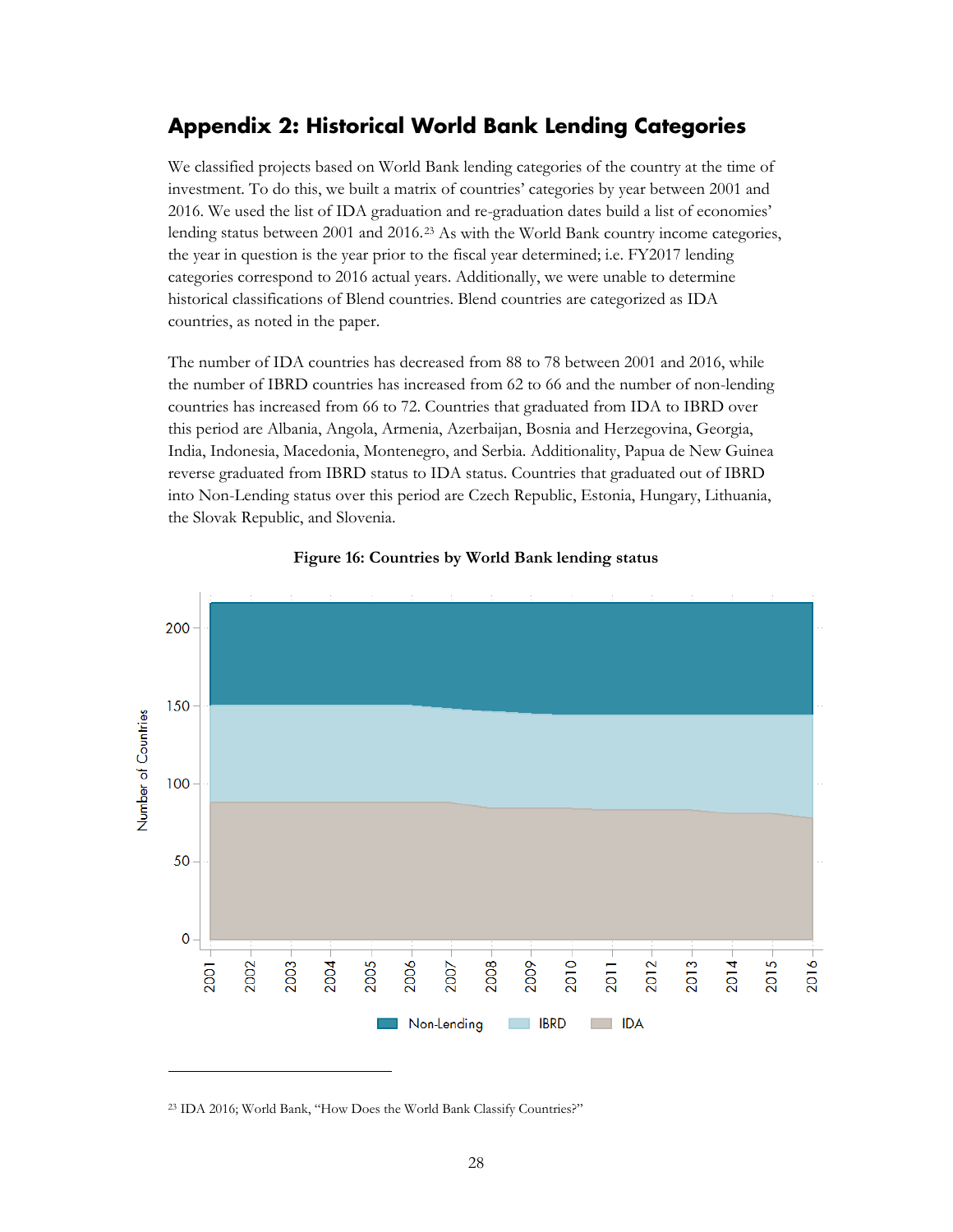## Appendix 2: Historical World Bank Lending Categories

We classified projects based on World Bank lending categories of the country at the time of investment. To do this, we built a matrix of countries' categories by year between 2001 and 2016. We used the list of IDA graduation and re-graduation dates build a list of economies' lending status between 2001 and 2016.[23] As with the World Bank country income categories, the year in question is the year prior to the fiscal year determined; i.e. FY2017 lending categories correspond to 2016 actual years. Additionally, we were unable to determine historical classifications of Blend countries. Blend countries are categorized as IDA countries, as noted in the paper.

The number of IDA countries has decreased from 88 to 78 between 2001 and 2016, while the number of IBRD countries has increased from 62 to 66 and the number of non-lending countries has increased from 66 to 72. Countries that graduated from IDA to IBRD over this period are Albania, Angola, Armenia, Azerbaijan, Bosnia and Herzegovina, Georgia, India, Indonesia, Macedonia, Montenegro, and Serbia. Additionality, Papua de New Guinea reverse graduated from IBRD status to IDA status. Countries that graduated out of IBRD into Non-Lending status over this period are Czech Republic, Estonia, Hungary, Lithuania, the Slovak Republic, and Slovenia.

**Figure 16: Countries by World Bank lending status**

[23] IDA 2016; World Bank, "How Does the World Bank Classify Countries?"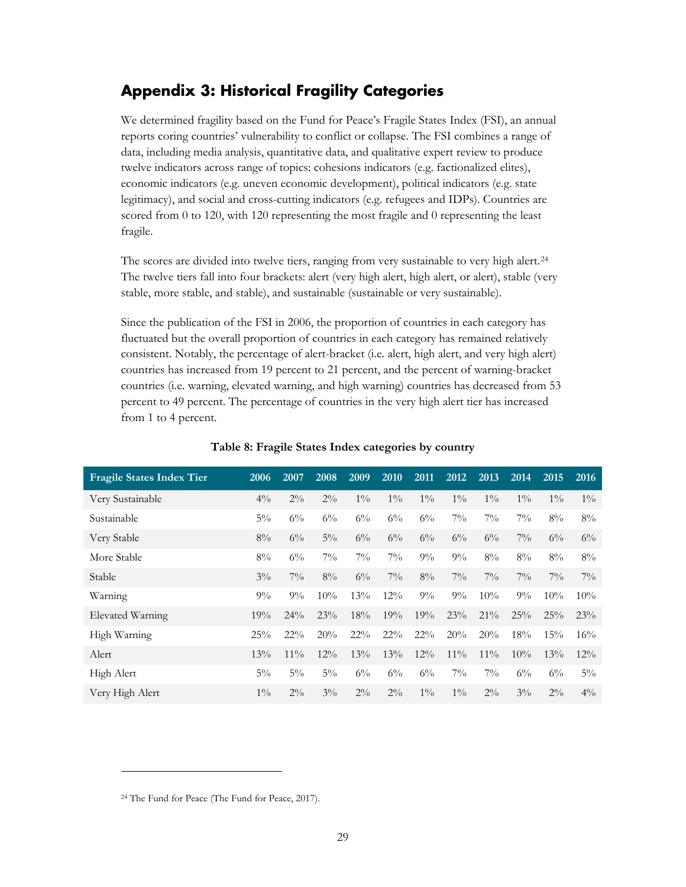## Appendix 3: Historical Fragility Categories

We determined fragility based on the Fund for Peace's Fragile States Index (FSI), an annual reports coring countries' vulnerability to conflict or collapse. The FSI combines a range of data, including media analysis, quantitative data, and qualitative expert review to produce twelve indicators across range of topics: cohesions indicators (e.g. factionalized elites), economic indicators (e.g. uneven economic development), political indicators (e.g. state legitimacy), and social and cross-cutting indicators (e.g. refugees and IDPs). Countries are scored from 0 to 120, with 120 representing the most fragile and 0 representing the least fragile.

The scores are divided into twelve tiers, ranging from very sustainable to very high alert.[24] The twelve tiers fall into four brackets: alert (very high alert, high alert, or alert), stable (very stable, more stable, and stable), and sustainable (sustainable or very sustainable).

Since the publication of the FSI in 2006, the proportion of countries in each category has fluctuated but the overall proportion of countries in each category has remained relatively consistent. Notably, the percentage of alert-bracket (i.e. alert, high alert, and very high alert) countries has increased from 19 percent to 21 percent, and the percent of warning-bracket countries (i.e. warning, elevated warning, and high warning) countries has decreased from 53 percent to 49 percent. The percentage of countries in the very high alert tier has increased from 1 to 4 percent.

**Table 8: Fragile States Index categories by country**

| Fragile States Index Tier | 2006 | 2007 | 2008 | 2009 | 2010 | 2011 | 2012 | 2013 | 2014 | 2015 | 2016 |
|---|---|---|---|---|---|---|---|---|---|---|---|
| Very Sustainable | 4% | 2% | 2% | 1% | 1% | 1% | 1% | 1% | 1% | 1% | 1% |
| Sustainable | 5% | 6% | 6% | 6% | 6% | 6% | 7% | 7% | 7% | 8% | 8% |
| Very Stable | 8% | 6% | 5% | 6% | 6% | 6% | 6% | 6% | 7% | 6% | 6% |
| More Stable | 8% | 6% | 7% | 7% | 7% | 9% | 9% | 8% | 8% | 8% | 8% |
| Stable | 3% | 7% | 8% | 6% | 7% | 8% | 7% | 7% | 7% | 7% | 7% |
| Warning | 9% | 9% | 10% | 13% | 12% | 9% | 9% | 10% | 9% | 10% | 10% |
| Elevated Warning | 19% | 24% | 23% | 18% | 19% | 19% | 23% | 21% | 25% | 25% | 23% |
| High Warning | 25% | 22% | 20% | 22% | 22% | 22% | 20% | 20% | 18% | 15% | 16% |
| Alert | 13% | 11% | 12% | 13% | 13% | 12% | 11% | 11% | 10% | 13% | 12% |
| High Alert | 5% | 5% | 5% | 6% | 6% | 6% | 7% | 7% | 6% | 6% | 5% |
| Very High Alert | 1% | 2% | 3% | 2% | 2% | 1% | 1% | 2% | 3% | 2% | 4% |

[24] The Fund for Peace (The Fund for Peace, 2017).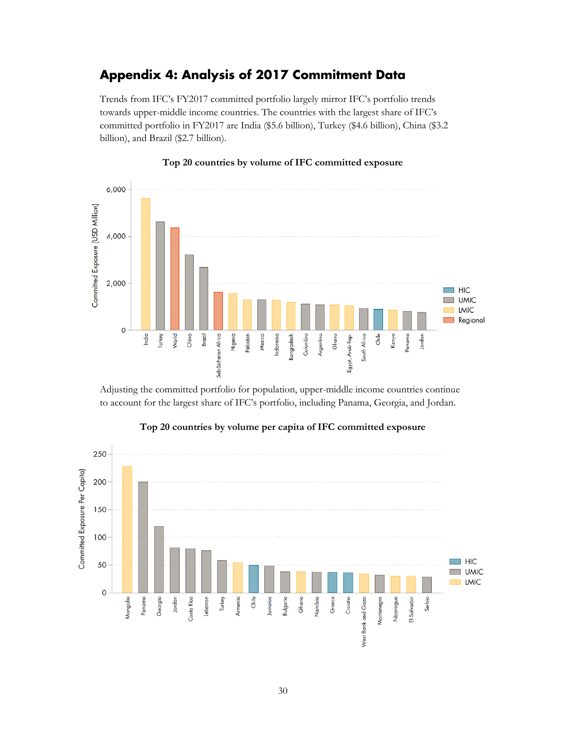# Appendix 4: Analysis of 2017 Commitment Data

Trends from IFC's FY2017 committed portfolio largely mirror IFC's portfolio trends towards upper-middle income countries. The countries with the largest share of IFC's committed portfolio in FY2017 are India ($5.6 billion), Turkey ($4.6 billion), China ($3.2 billion), and Brazil ($2.7 billion).

**Top 20 countries by volume of IFC committed exposure**

Adjusting the committed portfolio for population, upper-middle income countries continue to account for the largest share of IFC's portfolio, including Panama, Georgia, and Jordan.

**Top 20 countries by volume per capita of IFC committed exposure**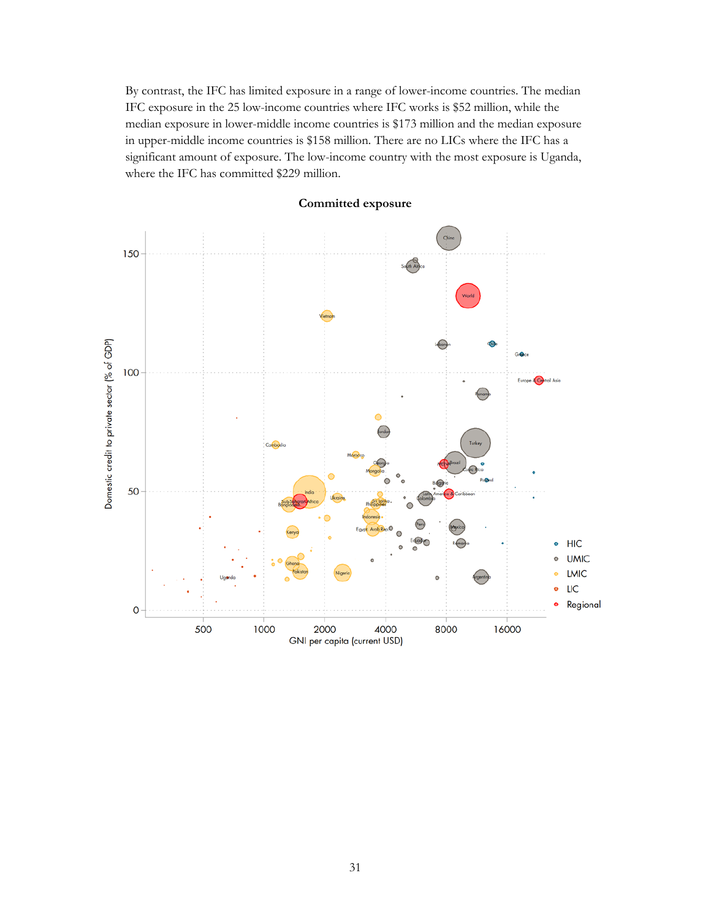By contrast, the IFC has limited exposure in a range of lower-income countries. The median IFC exposure in the 25 low-income countries where IFC works is $52 million, while the median exposure in lower-middle income countries is $173 million and the median exposure in upper-middle income countries is $158 million. There are no LICs where the IFC has a significant amount of exposure. The low-income country with the most exposure is Uganda, where the IFC has committed $229 million.

**Committed exposure**

Domestic credit to private sector (% of GDP)

150
100
50
0

500
1000
2000
4000
8000
16000

GNI per capita (current USD)

China
South Africa
World
Vietnam
Lebanon
Chile
Greece
Europe & Central Asia
Panama
Cambodia
Jordan
Turkey
Morocco
Georgia
Mongolia
Brazil
Costa Rica
Poland
India
Bulgaria
Sub-Saharan Africa
Bangladesh
Ukraine
Sri Lanka
Philippines
Latin America & Caribbean
Colombia
Indonesia
Peru
Kenya
Egypt, Arab Rep.
Mexico
Ecuador
Romania
Ghana
Pakistan
Nigeria
Argentina
Uganda

HIC
UMIC
LMIC
LIC
Regional